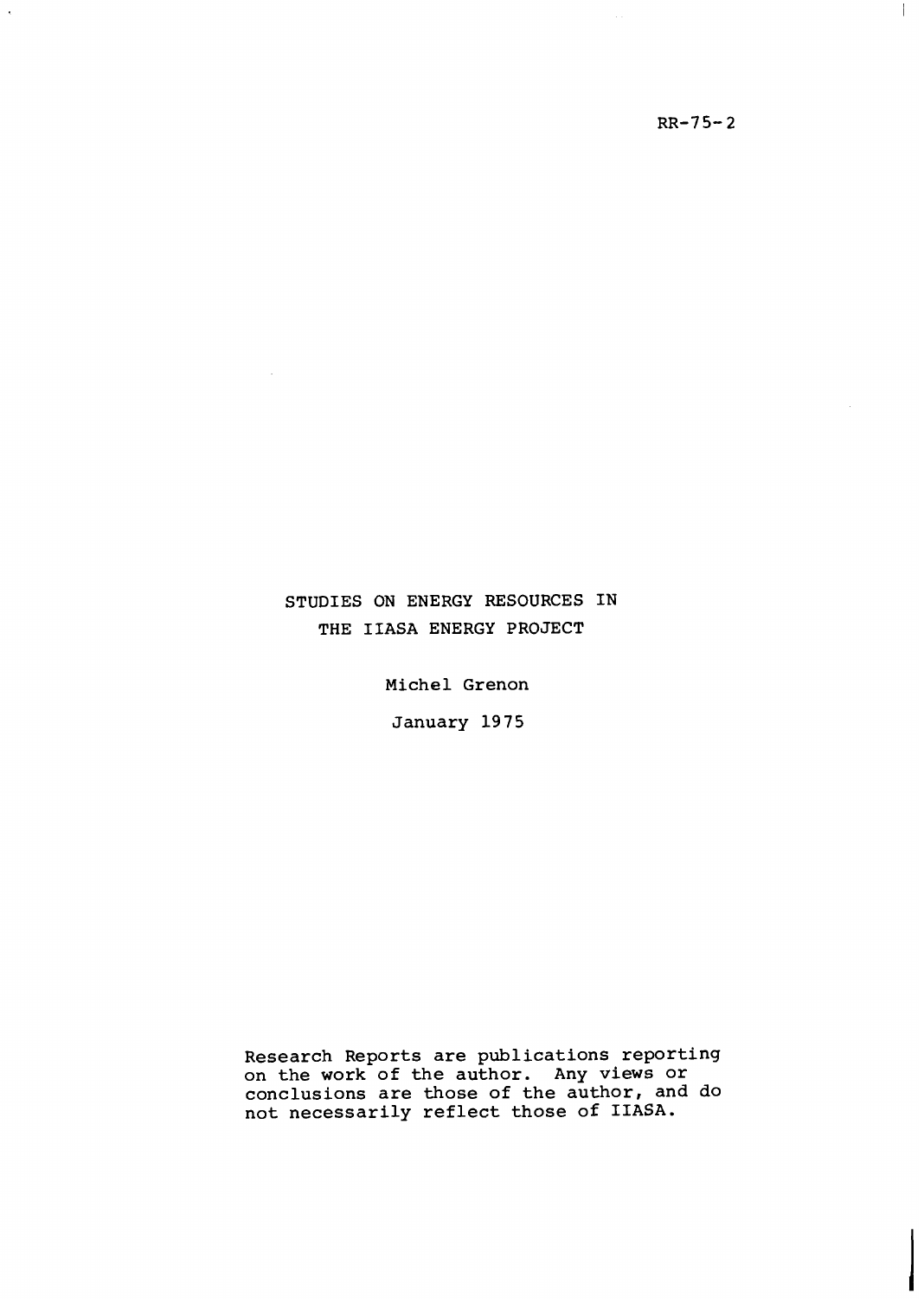RR-75-2

# STUDIES ON ENERGY RESOURCES IN THE IIASA ENERGY PROJECT

Michel Grenon

January 1975

Research Reports are publications reporting on the work of the author. Any views or conclusions are those of the author, and do not necessarily reflect those of IIASA.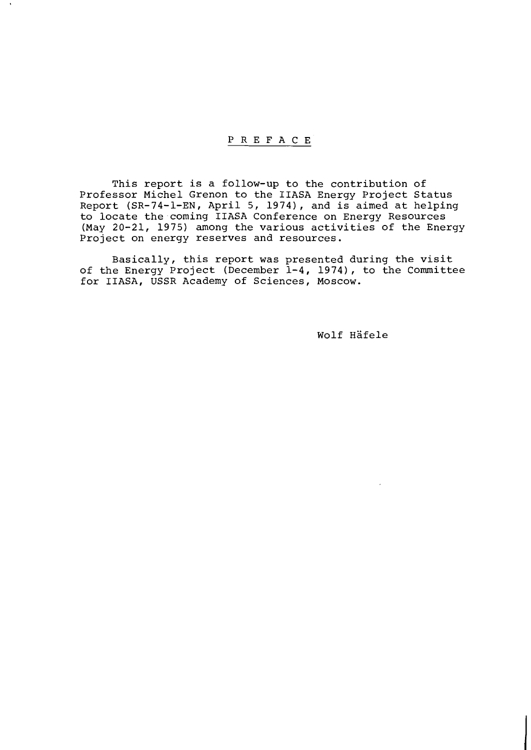## PREFACE

This report is a follow-up to the contribution of Professor Michel Grenon to the IIASA Energy Project Status Report (SR-74-1-EN, April 5, 1974), and is aimed at helping to locate the coming IIASA Conference on Energy Resources (May 20-21, 1975) among the various activities of the Energy Project on energy reserves and resources.

Basically, this report was presented during the visit of the Energy Project (December 1-4, 1974), to the Committee for IIASA, USSR Academy of Sciences, Moscow.

Wolf Häfele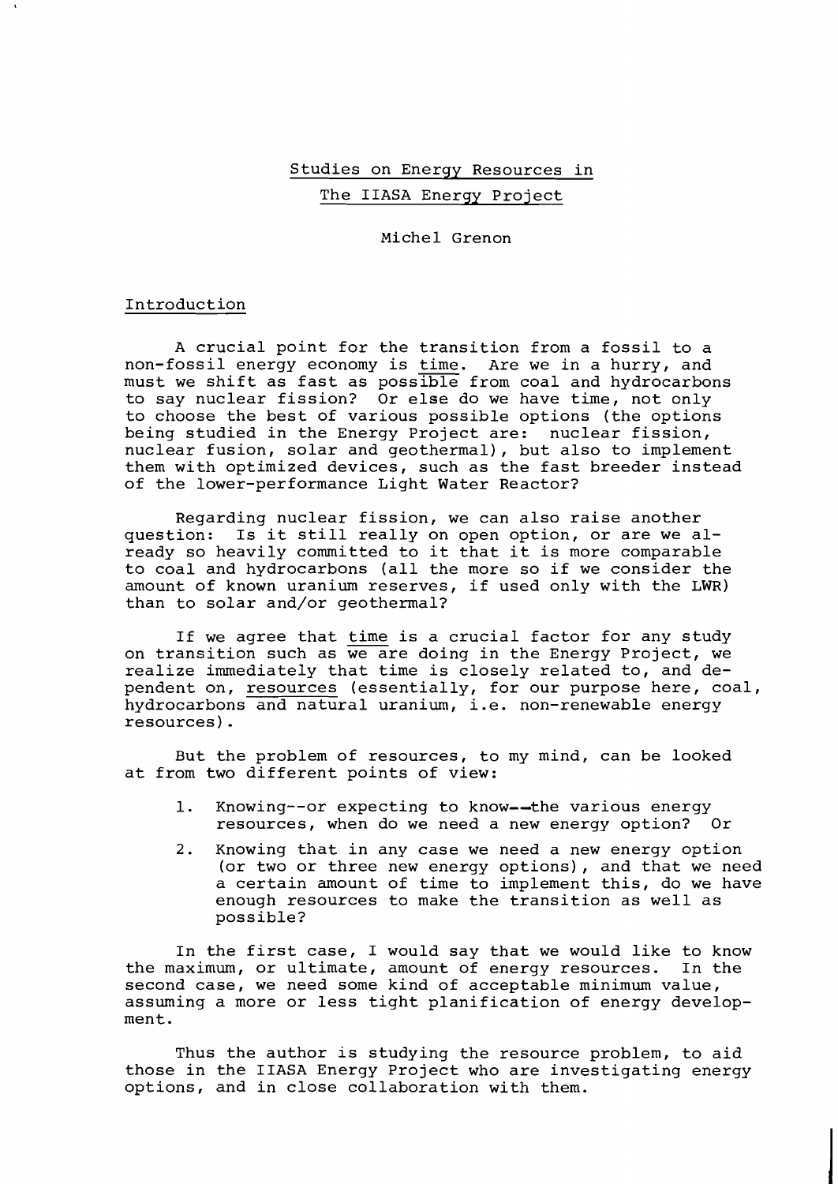# Studies on Energy Resources in The IIASA Energy Project

Michel Grenon

## Introduction

A crucial point for the transition from a fossil to a non-fossil energy economy is *time*. Are we in a hurry, and must we shift as fast as *possible* from coal and hydrocarbons to say nuclear fission? Or else do we have time, not only to choose the best of various possible options (the options being studied in the Energy Project are: nuclear fission, nuclear fusion, solar and geothermal), but also to implement them with optimized devices, such as the fast breeder instead of the lower-performance Light Water Reactor?

Regarding nuclear fission, we can also raise another question: Is it still really on open option, or are we already so heavily committed to it that it is more comparable to coal and hydrocarbons (all the more so if we consider the amount of known uranium reserves, if used only with the LWR) than to solar and/or geothermal?

If we agree that *time* is a crucial factor for any study on transition such as *we are* doing in the Energy Project, we realize immediately that time is closely related to, and dependent on, *resources* (essentially, for our purpose here, coal, hydrocarbons *and natural* uranium, i.e. non-renewable energy resources).

But the problem of resources, to my mind, can be looked at from two different points of view:

1. Knowing--or expecting to know--the various energy resources, when do we need a new energy option? Or
2. Knowing that in any case we need a new energy option (or two or three new energy options), and that we need a certain amount of time to implement this, do we have enough resources to make the transition as well as possible?

In the first case, I would say that we would like to know the maximum, or ultimate, amount of energy resources. In the second case, we need some kind of acceptable minimum value, assuming a more or less tight planification of energy development.

Thus the author is studying the resource problem, to aid those in the IIASA Energy Project who are investigating energy options, and in close collaboration with them.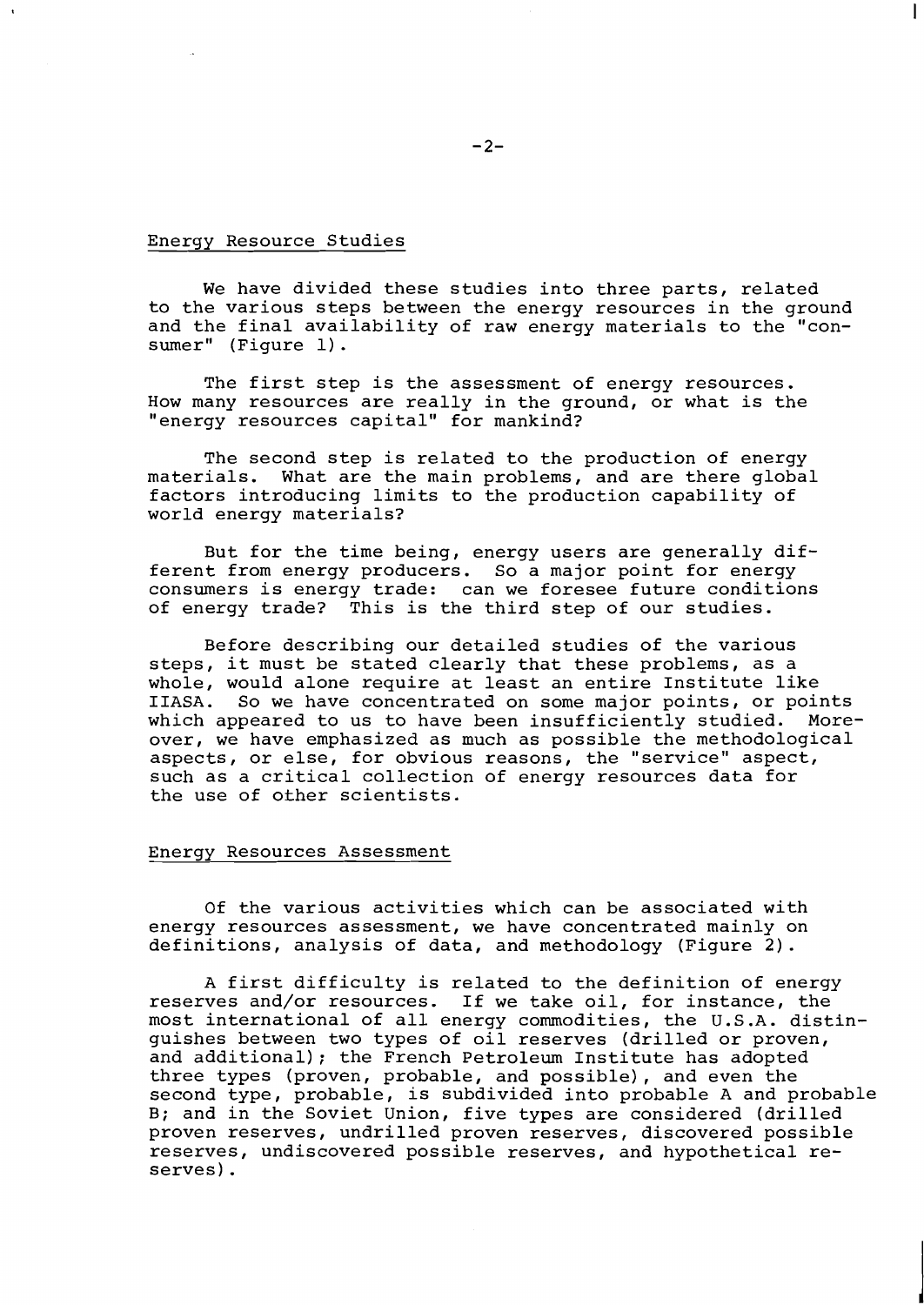## Energy Resource Studies

We have divided these studies into three parts, related to the various steps between the energy resources in the ground and the final availability of raw energy materials to the "consumer" (Figure 1).

The first step is the assessment of energy resources. How many resources are really in the ground, or what is the "energy resources capital" for mankind?

The second step is related to the production of energy materials. What are the main problems, and are there global factors introducing limits to the production capability of world energy materials?

But for the time being, energy users are generally different from energy producers. So a major point for energy consumers is energy trade: can we foresee future conditions of energy trade? This is the third step of our studies.

Before describing our detailed studies of the various steps, it must be stated clearly that these problems, as a whole, would alone require at least an entire Institute like IIASA. So we have concentrated on some major points, or points which appeared to us to have been insufficiently studied. Moreover, we have emphasized as much as possible the methodological aspects, or else, for obvious reasons, the "service" aspect, such as a critical collection of energy resources data for the use of other scientists.

## Energy Resources Assessment

Of the various activities which can be associated with energy resources assessment, we have concentrated mainly on definitions, analysis of data, and methodology (Figure 2).

A first difficulty is related to the definition of energy reserves and/or resources. If we take oil, for instance, the most international of all energy commodities, the U.S.A. distinguishes between two types of oil reserves (drilled or proven, and additional); the French Petroleum Institute has adopted three types (proven, probable, and possible), and even the second type, probable, is subdivided into probable A and probable B; and in the Soviet Union, five types are considered (drilled proven reserves, undrilled proven reserves, discovered possible reserves, undiscovered possible reserves, and hypothetical reserves).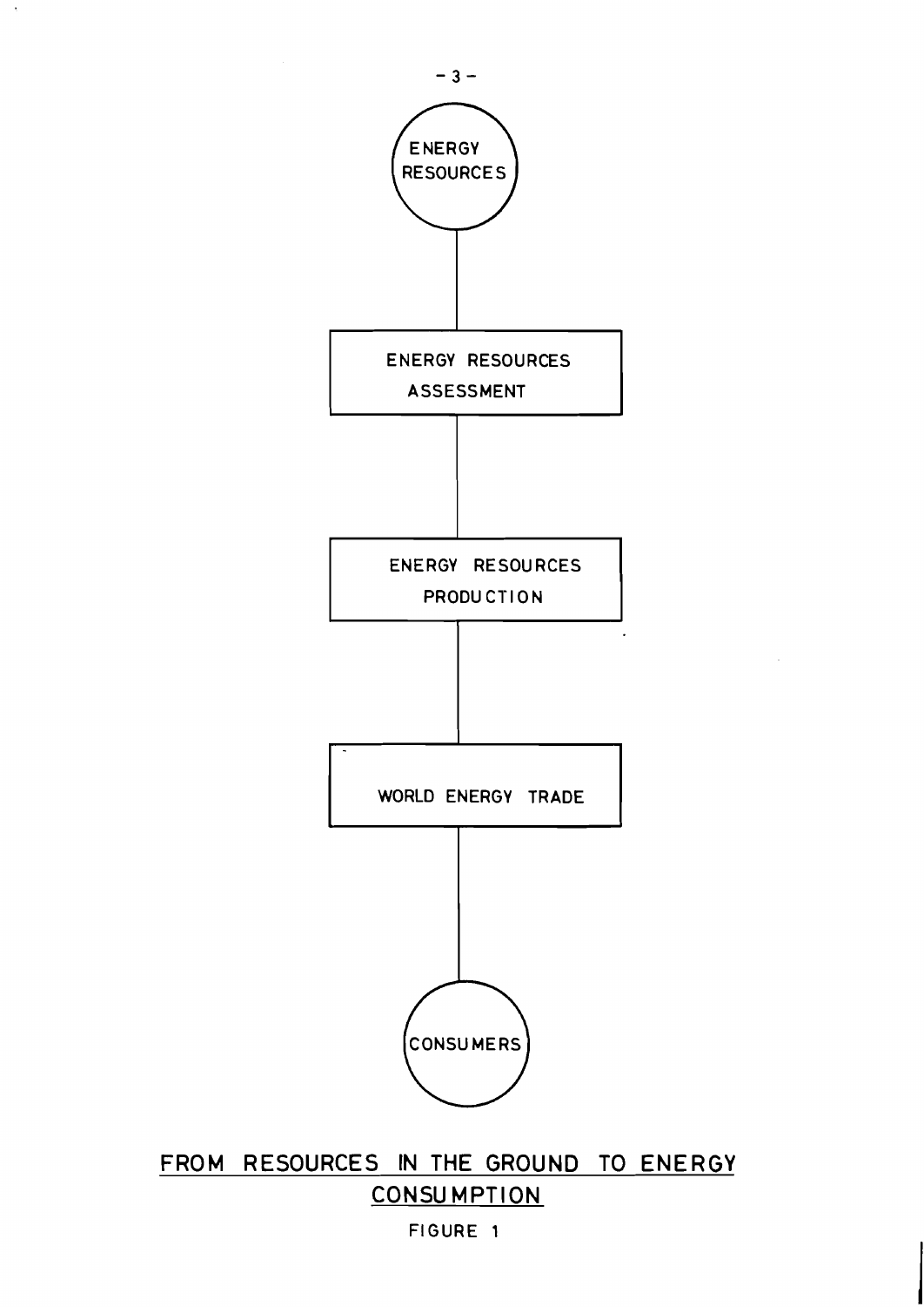ENERGY RESOURCES

ENERGY RESOURCES ASSESSMENT

ENERGY RESOURCES PRODUCTION

WORLD ENERGY TRADE

CONSUMERS

FROM RESOURCES IN THE GROUND TO ENERGY CONSUMPTION

FIGURE 1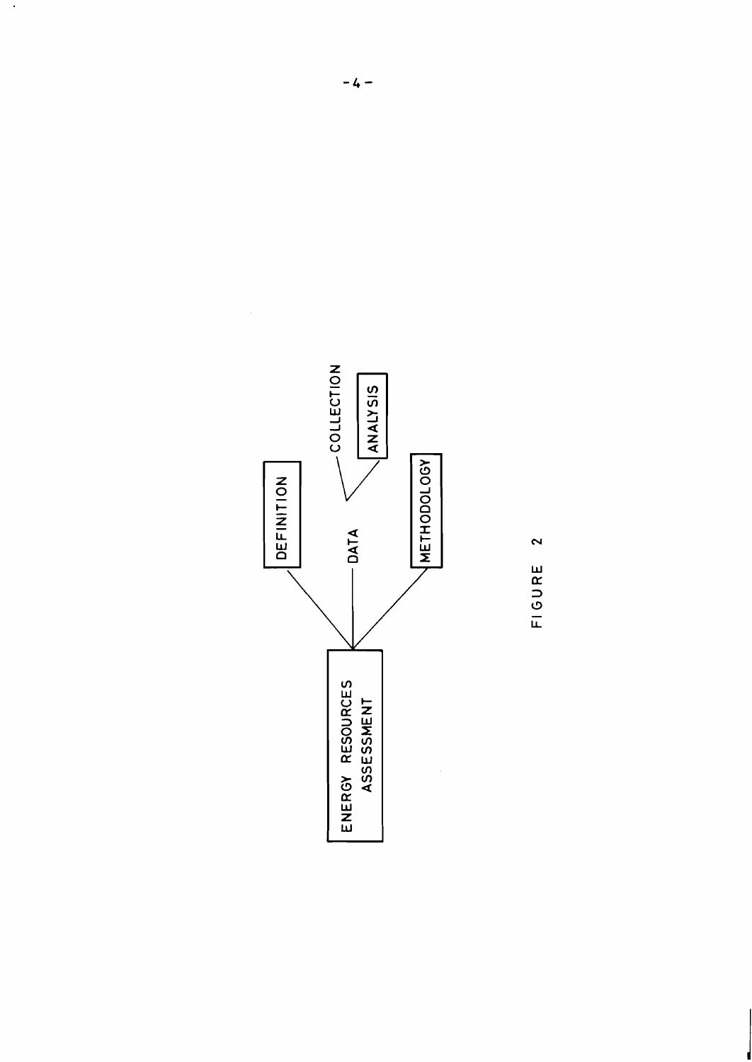ENERGY RESOURCES ASSESSMENT

- DEFINITION
- DATA
  - COLLECTION
  - ANALYSIS
- METHODOLOGY

FIGURE 2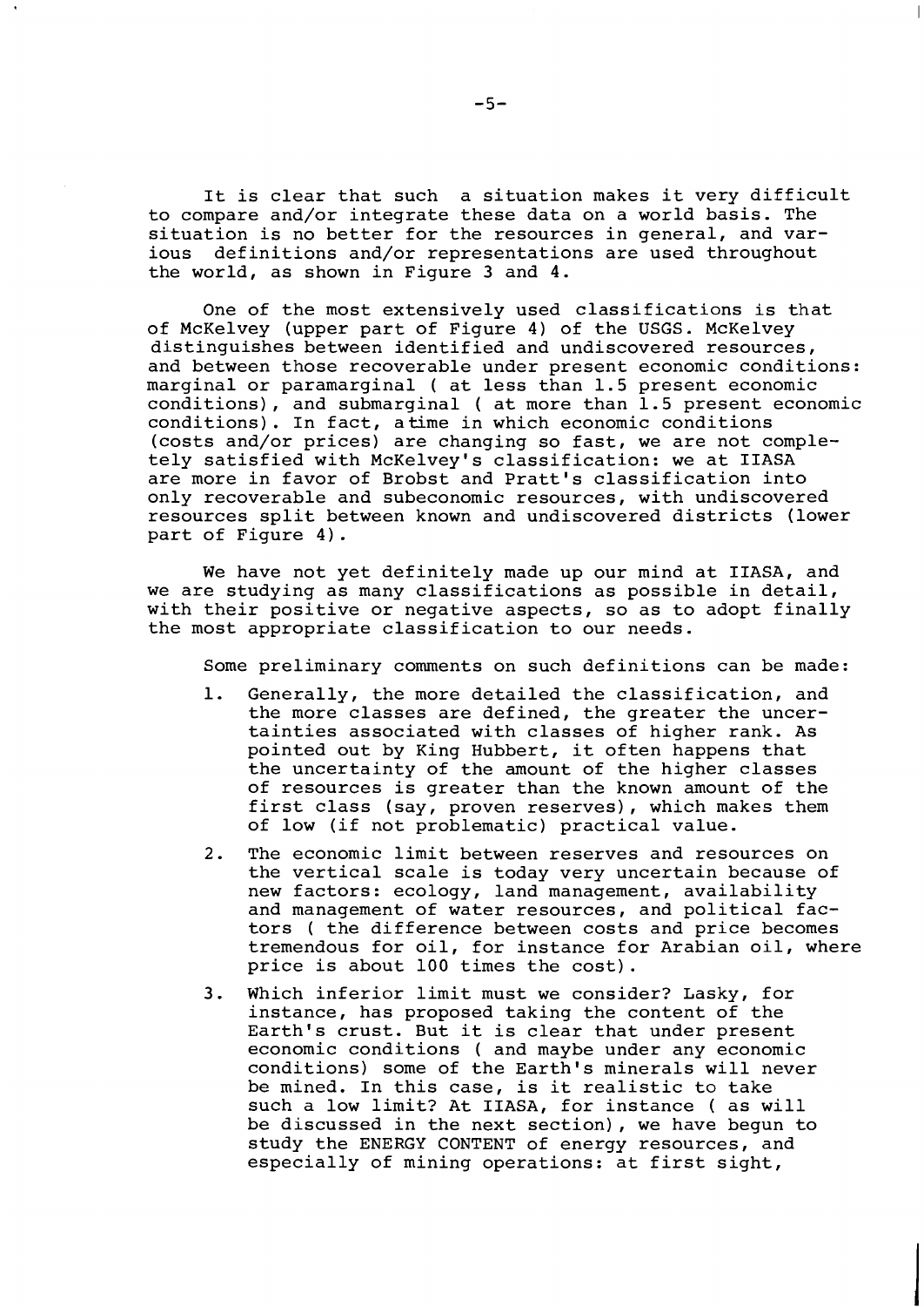It is clear that such a situation makes it very difficult to compare and/or integrate these data on a world basis. The situation is no better for the resources in general, and various definitions and/or representations are used throughout the world, as shown in Figure 3 and 4.

One of the most extensively used classifications is that of McKelvey (upper part of Figure 4) of the USGS. McKelvey distinguishes between identified and undiscovered resources, and between those recoverable under present economic conditions: marginal or paramarginal ( at less than 1.5 present economic conditions), and submarginal ( at more than 1.5 present economic conditions). In fact, a time in which economic conditions (costs and/or prices) are changing so fast, we are not completely satisfied with McKelvey's classification: we at IIASA are more in favor of Brobst and Pratt's classification into only recoverable and subeconomic resources, with undiscovered resources split between known and undiscovered districts (lower part of Figure 4).

We have not yet definitely made up our mind at IIASA, and we are studying as many classifications as possible in detail, with their positive or negative aspects, so as to adopt finally the most appropriate classification to our needs.

Some preliminary comments on such definitions can be made:

1. Generally, the more detailed the classification, and the more classes are defined, the greater the uncertainties associated with classes of higher rank. As pointed out by King Hubbert, it often happens that the uncertainty of the amount of the higher classes of resources is greater than the known amount of the first class (say, proven reserves), which makes them of low (if not problematic) practical value.

2. The economic limit between reserves and resources on the vertical scale is today very uncertain because of new factors: ecology, land management, availability and management of water resources, and political factors ( the difference between costs and price becomes tremendous for oil, for instance for Arabian oil, where price is about 100 times the cost).

3. Which inferior limit must we consider? Lasky, for instance, has proposed taking the content of the Earth's crust. But it is clear that under present economic conditions ( and maybe under any economic conditions) some of the Earth's minerals will never be mined. In this case, is it realistic to take such a low limit? At IIASA, for instance ( as will be discussed in the next section), we have begun to study the ENERGY CONTENT of energy resources, and especially of mining operations: at first sight,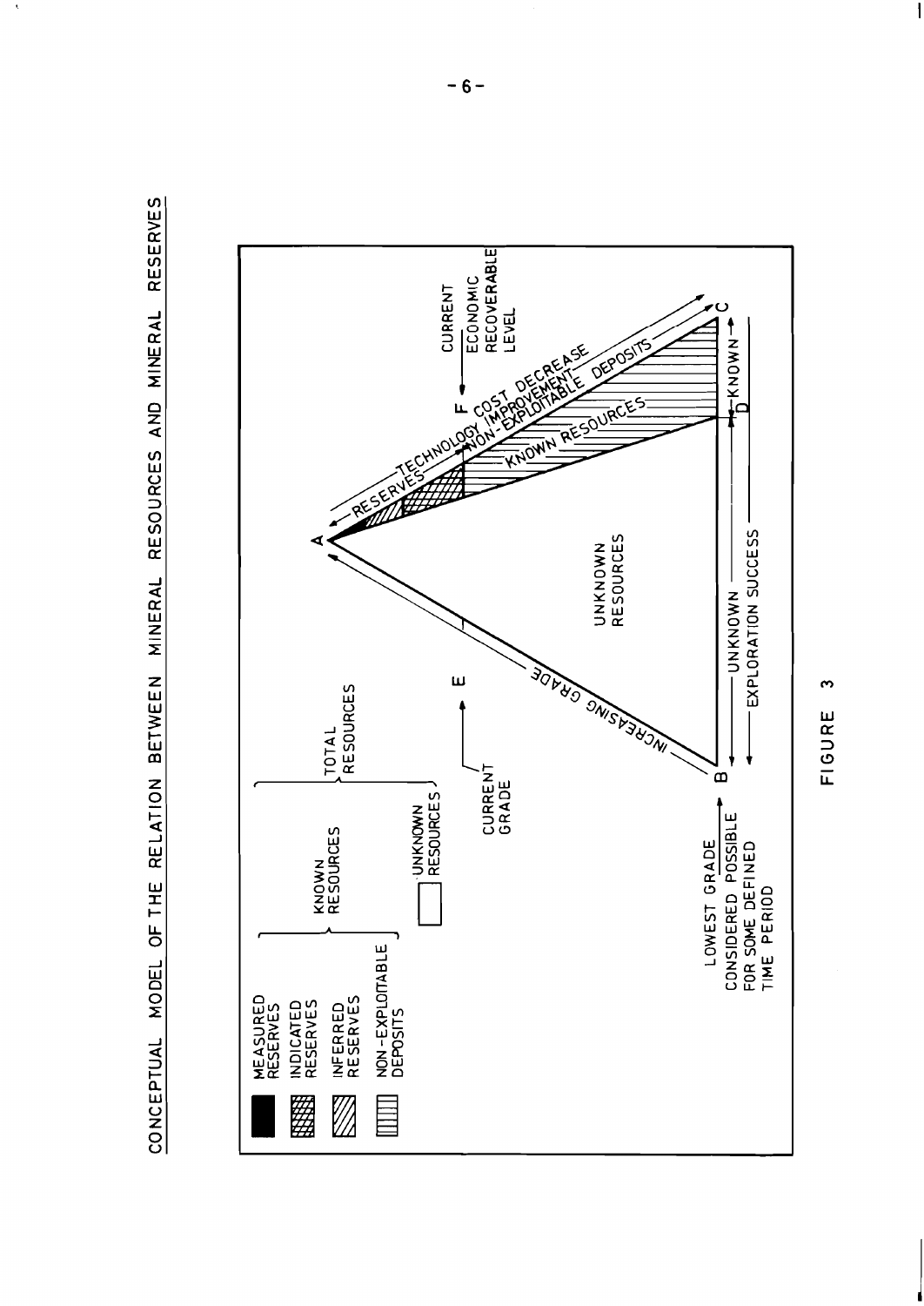CONCEPTUAL MODEL OF THE RELATION BETWEEN MINERAL RESOURCES AND MINERAL RESERVES

MEASURED RESERVES

INDICATED RESERVES

INFERRED RESERVES

NON-EXPLOITABLE DEPOSITS

KNOWN RESOURCES

UNKNOWN RESOURCES

TOTAL RESOURCES

CURRENT GRADE

E

LOWEST GRADE CONSIDERED POSSIBLE FOR SOME DEFINED TIME PERIOD

A

B

C

D

F

INCREASING GRADE

UNKNOWN RESOURCES

RESERVES

TECHNOLOGY IMPROVEMENT COST DECREASE

NON-EXPLOITABLE DEPOSITS

KNOWN RESOURCES

UNKNOWN

KNOWN

EXPLORATION SUCCESS

CURRENT ECONOMIC RECOVERABLE LEVEL

FIGURE 3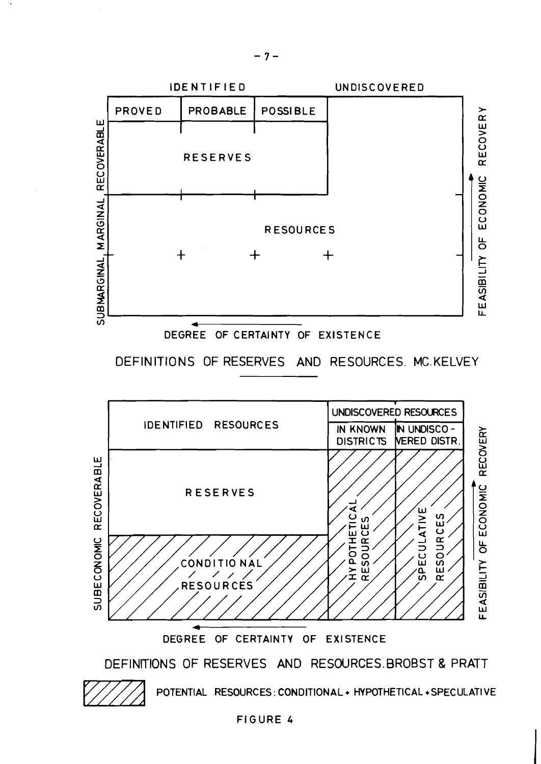| IDENTIFIED | | | UNDISCOVERED |
|---|---|---|---|
| PROVED | PROBABLE | POSSIBLE | |
| RESERVES | | | |
| RESOURCES | | | |

Vertical axis (left): SUBMARGINAL, MARGINAL, RECOVERABLE

Vertical axis (right): FEASIBILITY OF ECONOMIC RECOVERY

DEGREE OF CERTAINTY OF EXISTENCE

DEFINITIONS OF RESERVES AND RESOURCES. MC.KELVEY

| IDENTIFIED RESOURCES | UNDISCOVERED RESOURCES | |
|---|---|---|
| | IN KNOWN DISTRICTS | IN UNDISCOVERED DISTR. |
| RESERVES | HYPOTHETICAL RESOURCES | SPECULATIVE RESOURCES |
| CONDITIONAL RESOURCES | | |

Vertical axis (left): SUBECONOMIC RECOVERABLE

Vertical axis (right): FEASIBILITY OF ECONOMIC RECOVERY

DEGREE OF CERTAINTY OF EXISTENCE

DEFINITIONS OF RESERVES AND RESOURCES. BROBST & PRATT

POTENTIAL RESOURCES: CONDITIONAL + HYPOTHETICAL + SPECULATIVE

FIGURE 4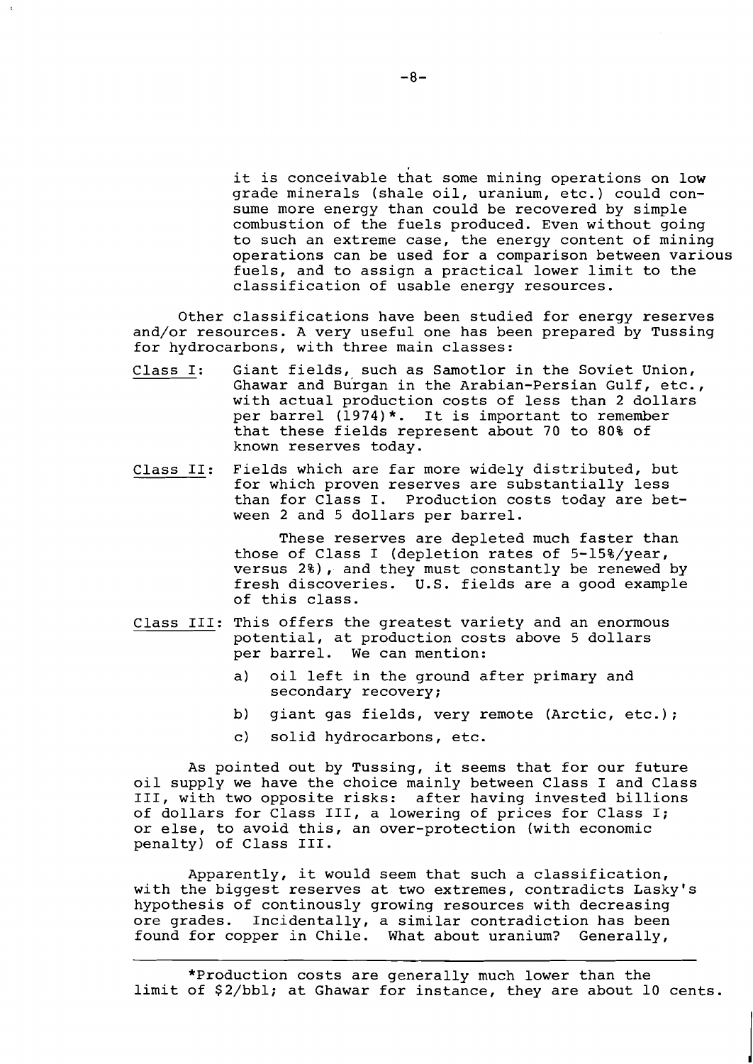it is conceivable that some mining operations on low grade minerals (shale oil, uranium, etc.) could consume more energy than could be recovered by simple combustion of the fuels produced. Even without going to such an extreme case, the energy content of mining operations can be used for a comparison between various fuels, and to assign a practical lower limit to the classification of usable energy resources.

Other classifications have been studied for energy reserves and/or resources. A very useful one has been prepared by Tussing for hydrocarbons, with three main classes:

<u>Class I</u>: Giant fields, such as Samotlor in the Soviet Union, Ghawar and Burgan in the Arabian-Persian Gulf, etc., with actual production costs of less than 2 dollars per barrel (1974)*. It is important to remember that these fields represent about 70 to 80% of known reserves today.

<u>Class II</u>: Fields which are far more widely distributed, but for which proven reserves are substantially less than for Class I. Production costs today are between 2 and 5 dollars per barrel.

These reserves are depleted much faster than those of Class I (depletion rates of 5-15%/year, versus 2%), and they must constantly be renewed by fresh discoveries. U.S. fields are a good example of this class.

<u>Class III</u>: This offers the greatest variety and an enormous potential, at production costs above 5 dollars per barrel. We can mention:

a) oil left in the ground after primary and secondary recovery;

b) giant gas fields, very remote (Arctic, etc.);

c) solid hydrocarbons, etc.

As pointed out by Tussing, it seems that for our future oil supply we have the choice mainly between Class I and Class III, with two opposite risks: after having invested billions of dollars for Class III, a lowering of prices for Class I; or else, to avoid this, an over-protection (with economic penalty) of Class III.

Apparently, it would seem that such a classification, with the biggest reserves at two extremes, contradicts Lasky's hypothesis of continously growing resources with decreasing ore grades. Incidentally, a similar contradiction has been found for copper in Chile. What about uranium? Generally,

---

*Production costs are generally much lower than the limit of $2/bbl; at Ghawar for instance, they are about 10 cents.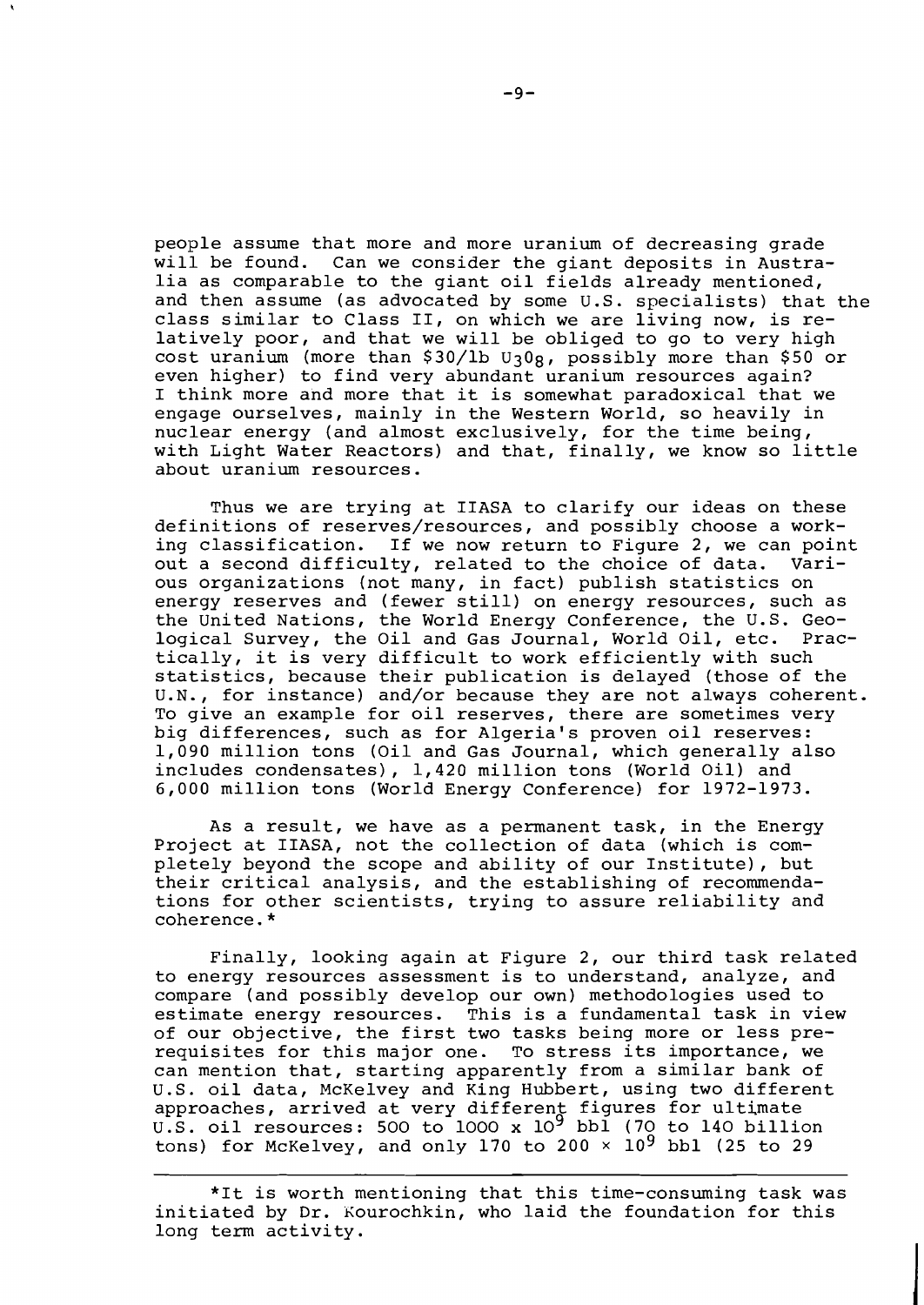people assume that more and more uranium of decreasing grade will be found. Can we consider the giant deposits in Australia as comparable to the giant oil fields already mentioned, and then assume (as advocated by some U.S. specialists) that the class similar to Class II, on which we are living now, is relatively poor, and that we will be obliged to go to very high cost uranium (more than \$30/lb $U_3O_8$, possibly more than \$50 or even higher) to find very abundant uranium resources again? I think more and more that it is somewhat paradoxical that we engage ourselves, mainly in the Western World, so heavily in nuclear energy (and almost exclusively, for the time being, with Light Water Reactors) and that, finally, we know so little about uranium resources.

Thus we are trying at IIASA to clarify our ideas on these definitions of reserves/resources, and possibly choose a working classification. If we now return to Figure 2, we can point out a second difficulty, related to the choice of data. Various organizations (not many, in fact) publish statistics on energy reserves and (fewer still) on energy resources, such as the United Nations, the World Energy Conference, the U.S. Geological Survey, the Oil and Gas Journal, World Oil, etc. Practically, it is very difficult to work efficiently with such statistics, because their publication is delayed (those of the U.N., for instance) and/or because they are not always coherent. To give an example for oil reserves, there are sometimes very big differences, such as for Algeria's proven oil reserves: 1,090 million tons (Oil and Gas Journal, which generally also includes condensates), 1,420 million tons (World Oil) and 6,000 million tons (World Energy Conference) for 1972-1973.

As a result, we have as a permanent task, in the Energy Project at IIASA, not the collection of data (which is completely beyond the scope and ability of our Institute), but their critical analysis, and the establishing of recommendations for other scientists, trying to assure reliability and coherence.*

Finally, looking again at Figure 2, our third task related to energy resources assessment is to understand, analyze, and compare (and possibly develop our own) methodologies used to estimate energy resources. This is a fundamental task in view of our objective, the first two tasks being more or less prerequisites for this major one. To stress its importance, we can mention that, starting apparently from a similar bank of U.S. oil data, McKelvey and King Hubbert, using two different approaches, arrived at very different figures for ultimate U.S. oil resources: 500 to 1000 x $10^9$ bbl (70 to 140 billion tons) for McKelvey, and only 170 to 200 × $10^9$ bbl (25 to 29

---

*It is worth mentioning that this time-consuming task was initiated by Dr. Kourochkin, who laid the foundation for this long term activity.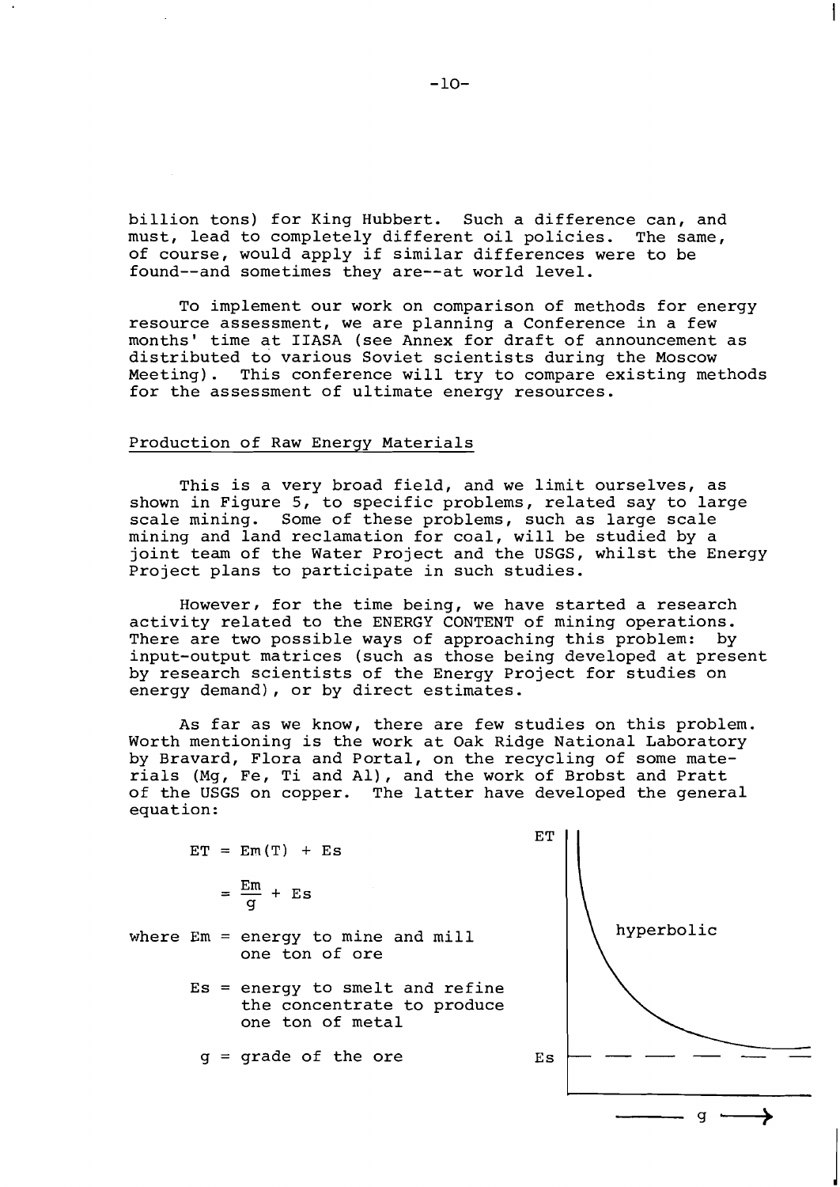billion tons) for King Hubbert. Such a difference can, and must, lead to completely different oil policies. The same, of course, would apply if similar differences were to be found--and sometimes they are--at world level.

To implement our work on comparison of methods for energy resource assessment, we are planning a Conference in a few months' time at IIASA (see Annex for draft of announcement as distributed to various Soviet scientists during the Moscow Meeting). This conference will try to compare existing methods for the assessment of ultimate energy resources.

## Production of Raw Energy Materials

This is a very broad field, and we limit ourselves, as shown in Figure 5, to specific problems, related say to large scale mining. Some of these problems, such as large scale mining and land reclamation for coal, will be studied by a joint team of the Water Project and the USGS, whilst the Energy Project plans to participate in such studies.

However, for the time being, we have started a research activity related to the ENERGY CONTENT of mining operations. There are two possible ways of approaching this problem: by input-output matrices (such as those being developed at present by research scientists of the Energy Project for studies on energy demand), or by direct estimates.

As far as we know, there are few studies on this problem. Worth mentioning is the work at Oak Ridge National Laboratory by Bravard, Flora and Portal, on the recycling of some materials (Mg, Fe, Ti and Al), and the work of Brobst and Pratt of the USGS on copper. The latter have developed the general equation:

$$ET = Em(T) + Es$$

$$= \frac{Em}{g} + Es$$

where $Em$ = energy to mine and mill one ton of ore

$Es$ = energy to smelt and refine the concentrate to produce one ton of metal

$g$ = grade of the ore

[Graph: ET (vertical axis) versus g (horizontal axis); hyperbolic curve approaching asymptote Es]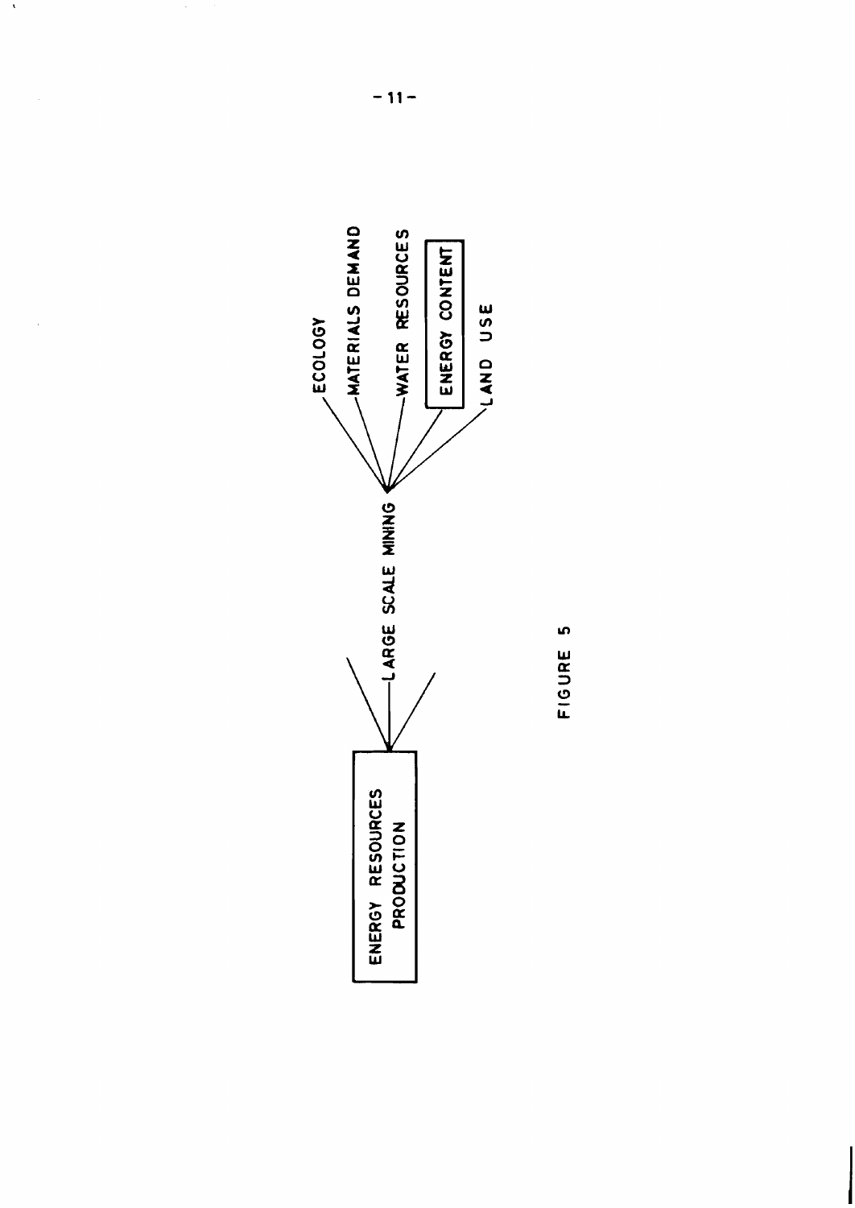ENERGY RESOURCES PRODUCTION

LARGE SCALE MINING

ECOLOGY

MATERIALS DEMAND

WATER RESOURCES

ENERGY CONTENT

LAND USE

FIGURE 5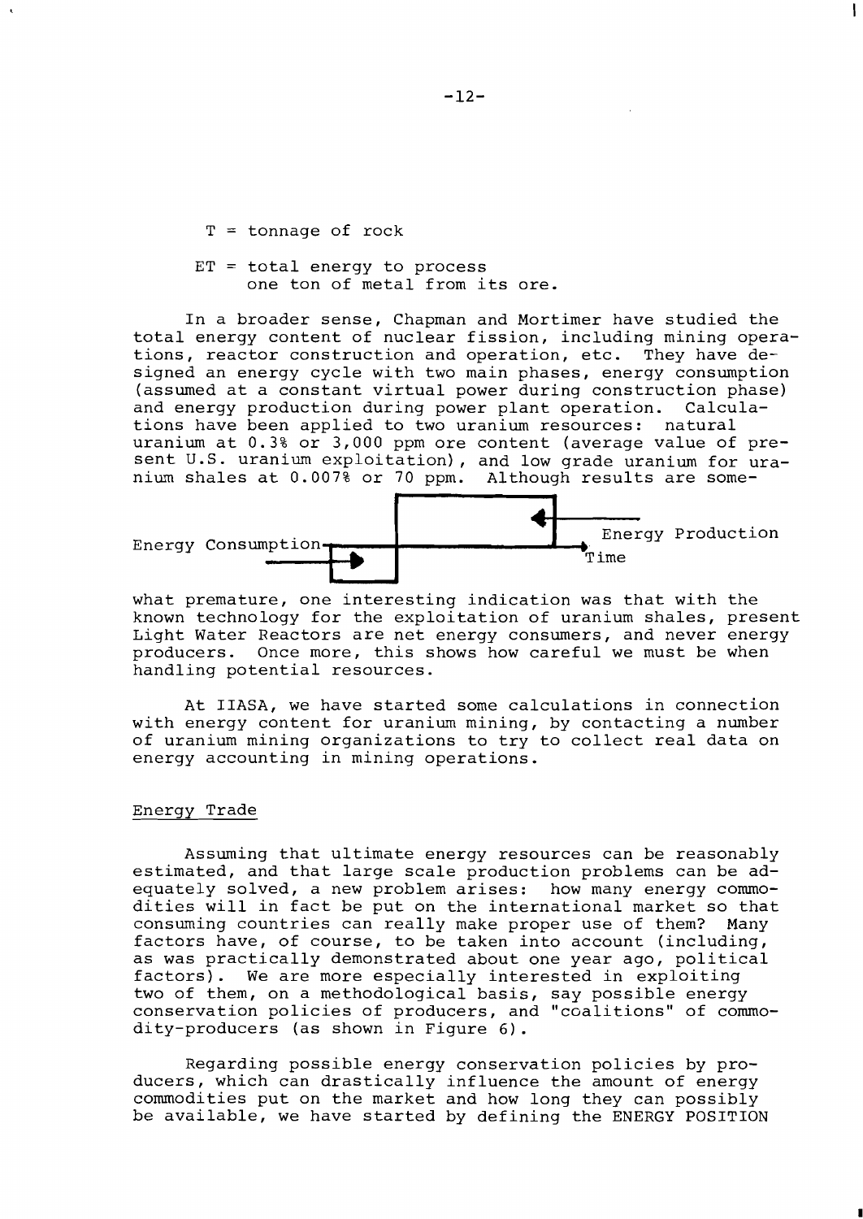T = tonnage of rock

ET = total energy to process one ton of metal from its ore.

In a broader sense, Chapman and Mortimer have studied the total energy content of nuclear fission, including mining operations, reactor construction and operation, etc. They have designed an energy cycle with two main phases, energy consumption (assumed at a constant virtual power during construction phase) and energy production during power plant operation. Calculations have been applied to two uranium resources: natural uranium at 0.3% or 3,000 ppm ore content (average value of present U.S. uranium exploitation), and low grade uranium for uranium shales at 0.007% or 70 ppm. Although results are somewhat premature, one interesting indication was that with the known technology for the exploitation of uranium shales, present Light Water Reactors are net energy consumers, and never energy producers. Once more, this shows how careful we must be when handling potential resources.

Energy Consumption — Energy Production — Time

At IIASA, we have started some calculations in connection with energy content for uranium mining, by contacting a number of uranium mining organizations to try to collect real data on energy accounting in mining operations.

## Energy Trade

Assuming that ultimate energy resources can be reasonably estimated, and that large scale production problems can be adequately solved, a new problem arises: how many energy commodities will in fact be put on the international market so that consuming countries can really make proper use of them? Many factors have, of course, to be taken into account (including, as was practically demonstrated about one year ago, political factors). We are more especially interested in exploiting two of them, on a methodological basis, say possible energy conservation policies of producers, and "coalitions" of commodity-producers (as shown in Figure 6).

Regarding possible energy conservation policies by producers, which can drastically influence the amount of energy commodities put on the market and how long they can possibly be available, we have started by defining the ENERGY POSITION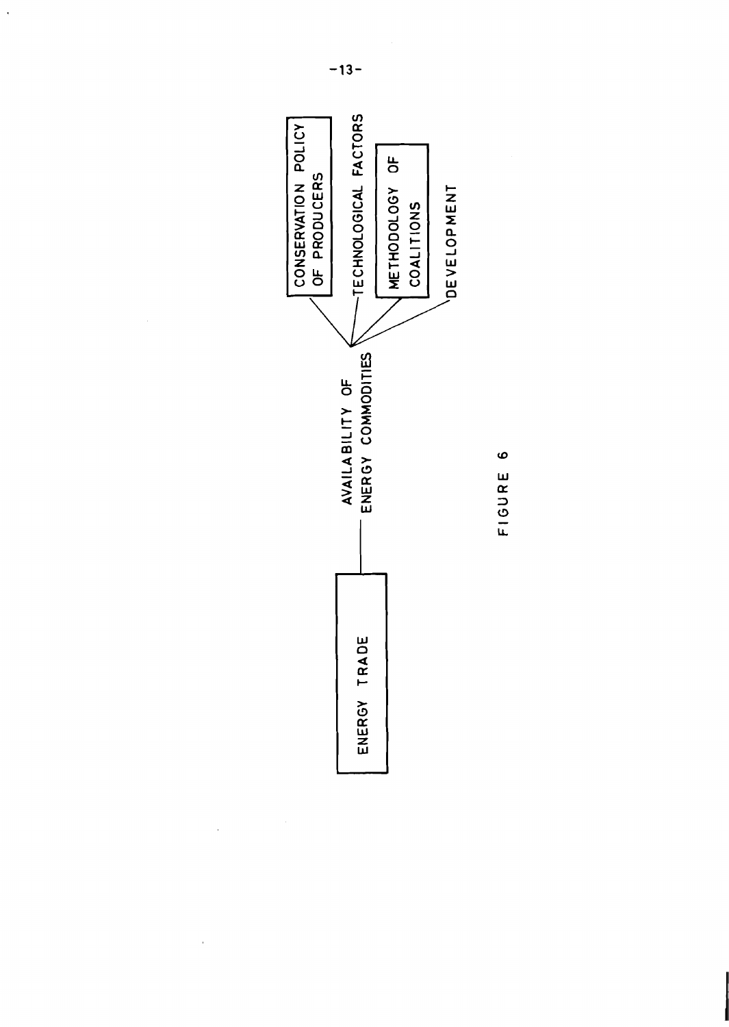ENERGY TRADE

AVAILABILITY OF ENERGY COMMODITIES

- CONSERVATION POLICY OF PRODUCERS
- TECHNOLOGICAL FACTORS
- METHODOLOGY OF COALITIONS
- DEVELOPMENT

FIGURE 6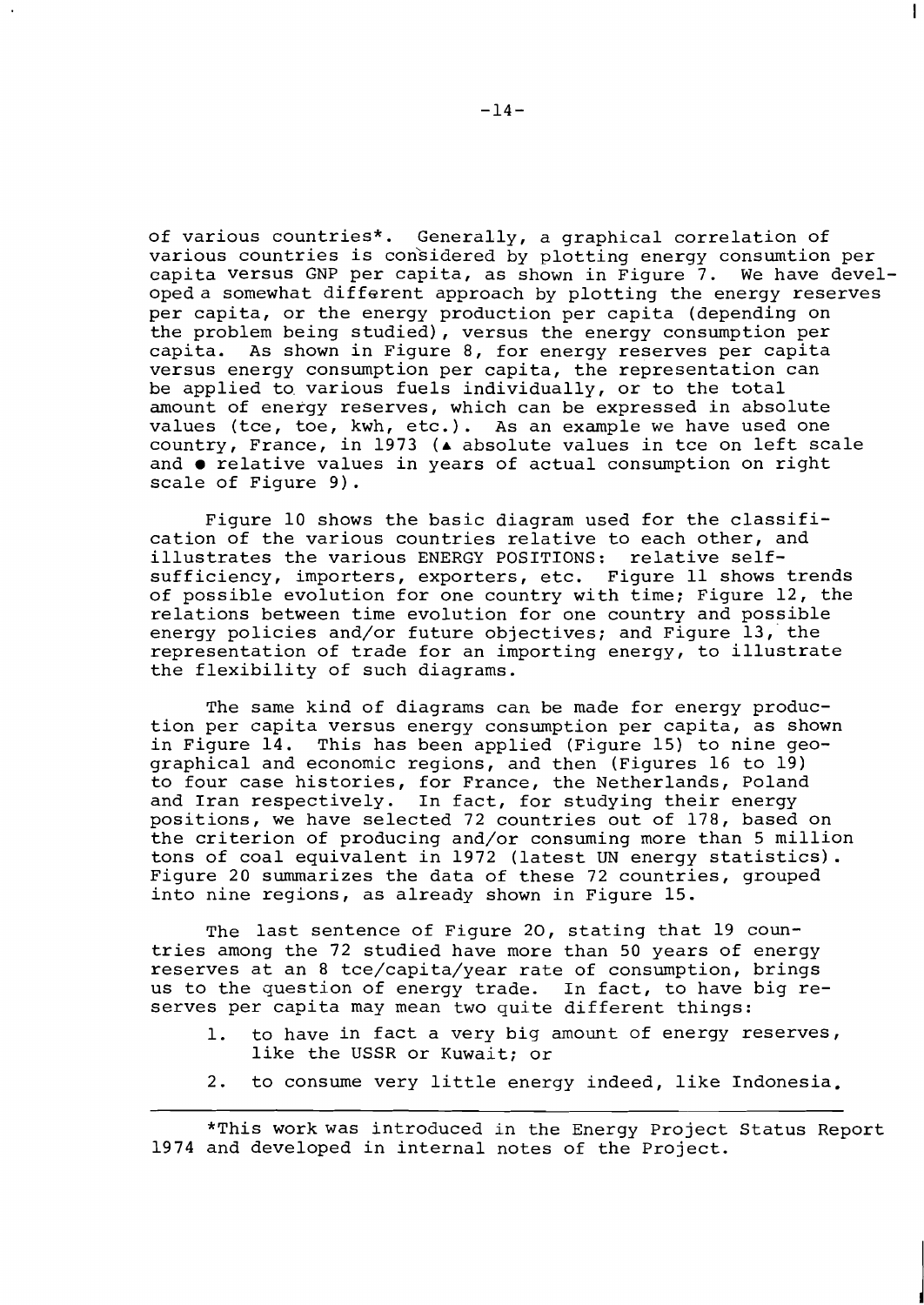of various countries*. Generally, a graphical correlation of various countries is considered by plotting energy consumtion per capita versus GNP per capita, as shown in Figure 7. We have developed a somewhat different approach by plotting the energy reserves per capita, or the energy production per capita (depending on the problem being studied), versus the energy consumption per capita. As shown in Figure 8, for energy reserves per capita versus energy consumption per capita, the representation can be applied to various fuels individually, or to the total amount of energy reserves, which can be expressed in absolute values (tce, toe, kwh, etc.). As an example we have used one country, France, in 1973 (▲ absolute values in tce on left scale and ● relative values in years of actual consumption on right scale of Figure 9).

Figure 10 shows the basic diagram used for the classification of the various countries relative to each other, and illustrates the various ENERGY POSITIONS: relative self-sufficiency, importers, exporters, etc. Figure 11 shows trends of possible evolution for one country with time; Figure 12, the relations between time evolution for one country and possible energy policies and/or future objectives; and Figure 13, the representation of trade for an importing energy, to illustrate the flexibility of such diagrams.

The same kind of diagrams can be made for energy production per capita versus energy consumption per capita, as shown in Figure 14. This has been applied (Figure 15) to nine geographical and economic regions, and then (Figures 16 to 19) to four case histories, for France, the Netherlands, Poland and Iran respectively. In fact, for studying their energy positions, we have selected 72 countries out of 178, based on the criterion of producing and/or consuming more than 5 million tons of coal equivalent in 1972 (latest UN energy statistics). Figure 20 summarizes the data of these 72 countries, grouped into nine regions, as already shown in Figure 15.

The last sentence of Figure 20, stating that 19 countries among the 72 studied have more than 50 years of energy reserves at an 8 tce/capita/year rate of consumption, brings us to the question of energy trade. In fact, to have big reserves per capita may mean two quite different things:

1. to have in fact a very big amount of energy reserves, like the USSR or Kuwait; or
2. to consume very little energy indeed, like Indonesia.

---

*This work was introduced in the Energy Project Status Report 1974 and developed in internal notes of the Project.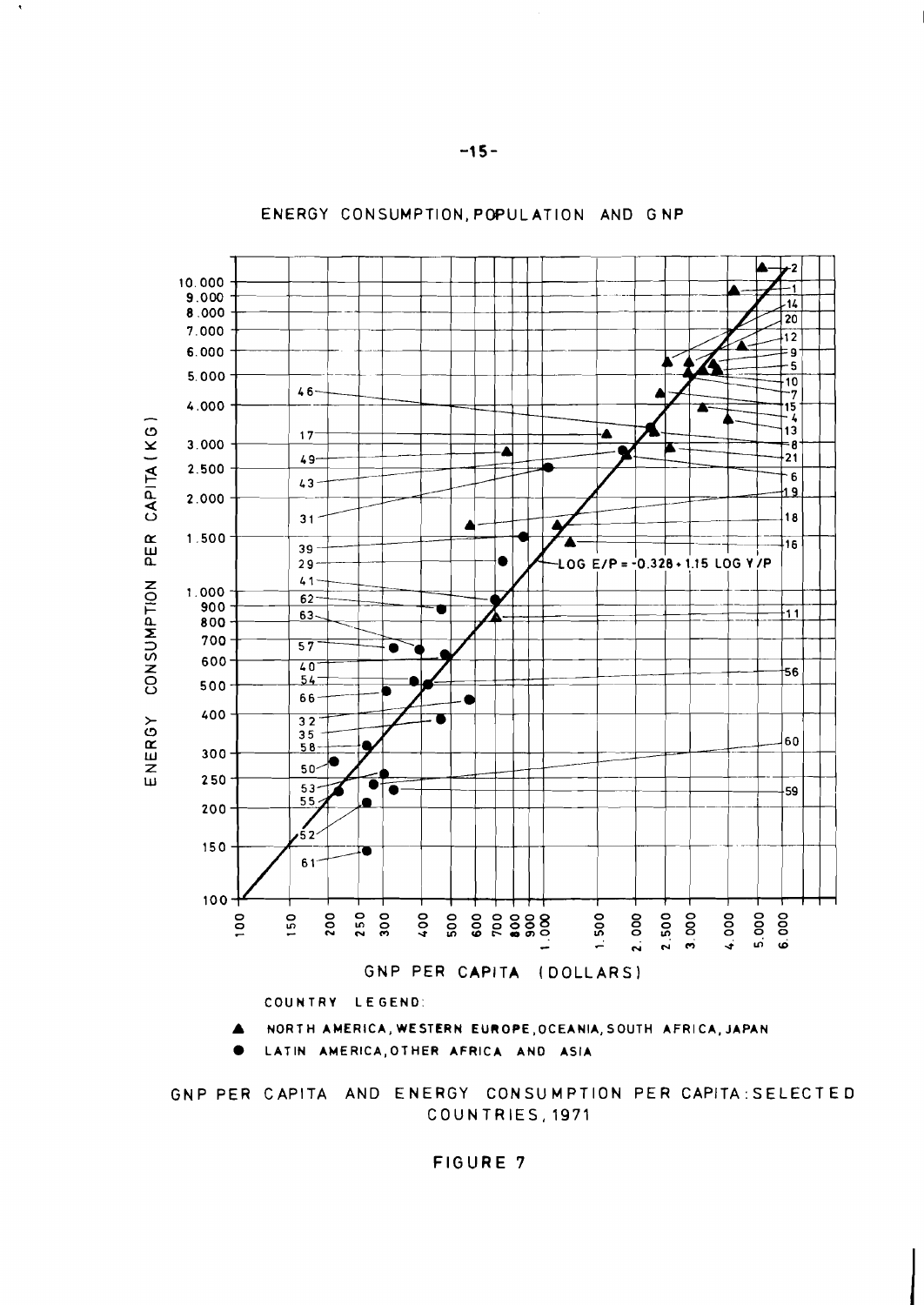ENERGY CONSUMPTION, POPULATION AND GNP

ENERGY CONSUMPTION PER CAPITA (KG)

$\text{LOG } E/P = -0.328 + 1.15 \text{ LOG } Y/P$

GNP PER CAPITA (DOLLARS)

COUNTRY LEGEND:

▲ NORTH AMERICA, WESTERN EUROPE, OCEANIA, SOUTH AFRICA, JAPAN

● LATIN AMERICA, OTHER AFRICA AND ASIA

GNP PER CAPITA AND ENERGY CONSUMPTION PER CAPITA: SELECTED COUNTRIES, 1971

FIGURE 7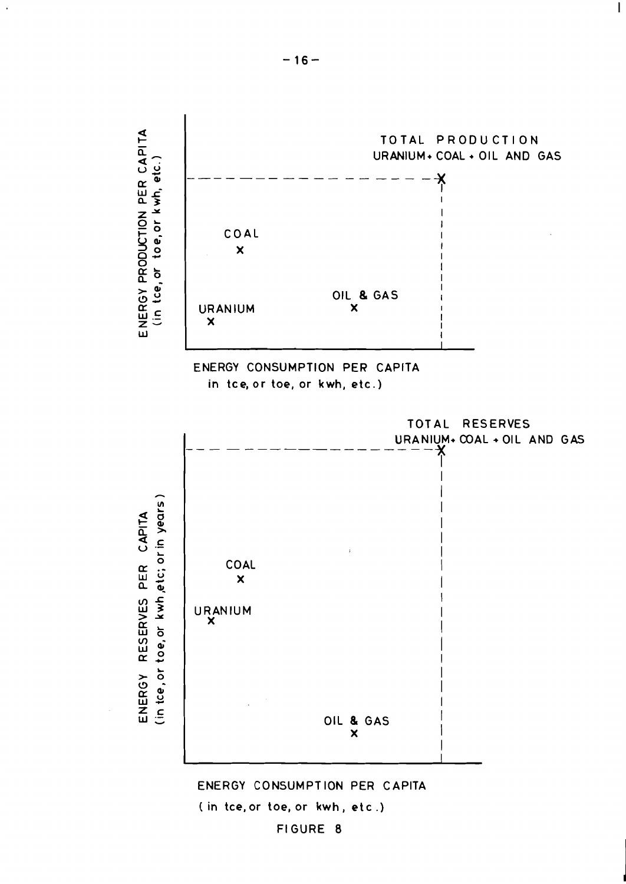ENERGY PRODUCTION PER CAPITA
(in tce, or toe, or kwh, etc.)

TOTAL PRODUCTION
URANIUM + COAL + OIL AND GAS

COAL

URANIUM

OIL & GAS

ENERGY CONSUMPTION PER CAPITA
in tce, or toe, or kwh, etc.)

TOTAL RESERVES
URANIUM + COAL + OIL AND GAS

ENERGY RESERVES PER CAPITA
(in tce, or toe, or kwh, etc; or in years)

COAL

URANIUM

OIL & GAS

ENERGY CONSUMPTION PER CAPITA
( in tce, or toe, or kwh, etc.)

FIGURE 8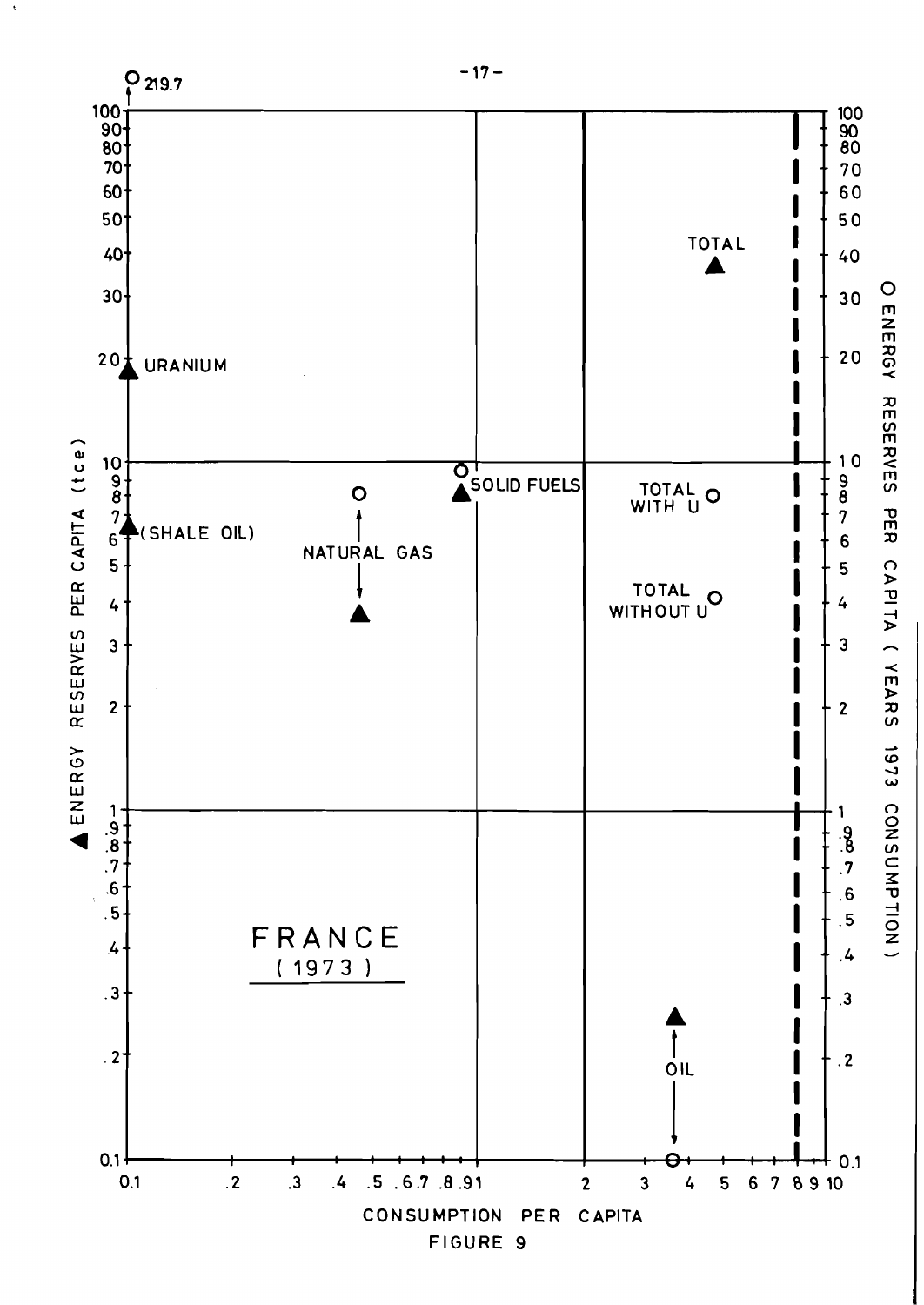O 219.7

▲ ENERGY RESERVES PER CAPITA (tce)

O ENERGY RESERVES PER CAPITA (YEARS 1973 CONSUMPTION)

TOTAL

URANIUM

(SHALE OIL)

NATURAL GAS

SOLID FUELS

TOTAL WITH U

TOTAL WITHOUT U

OIL

FRANCE (1973)

CONSUMPTION PER CAPITA

FIGURE 9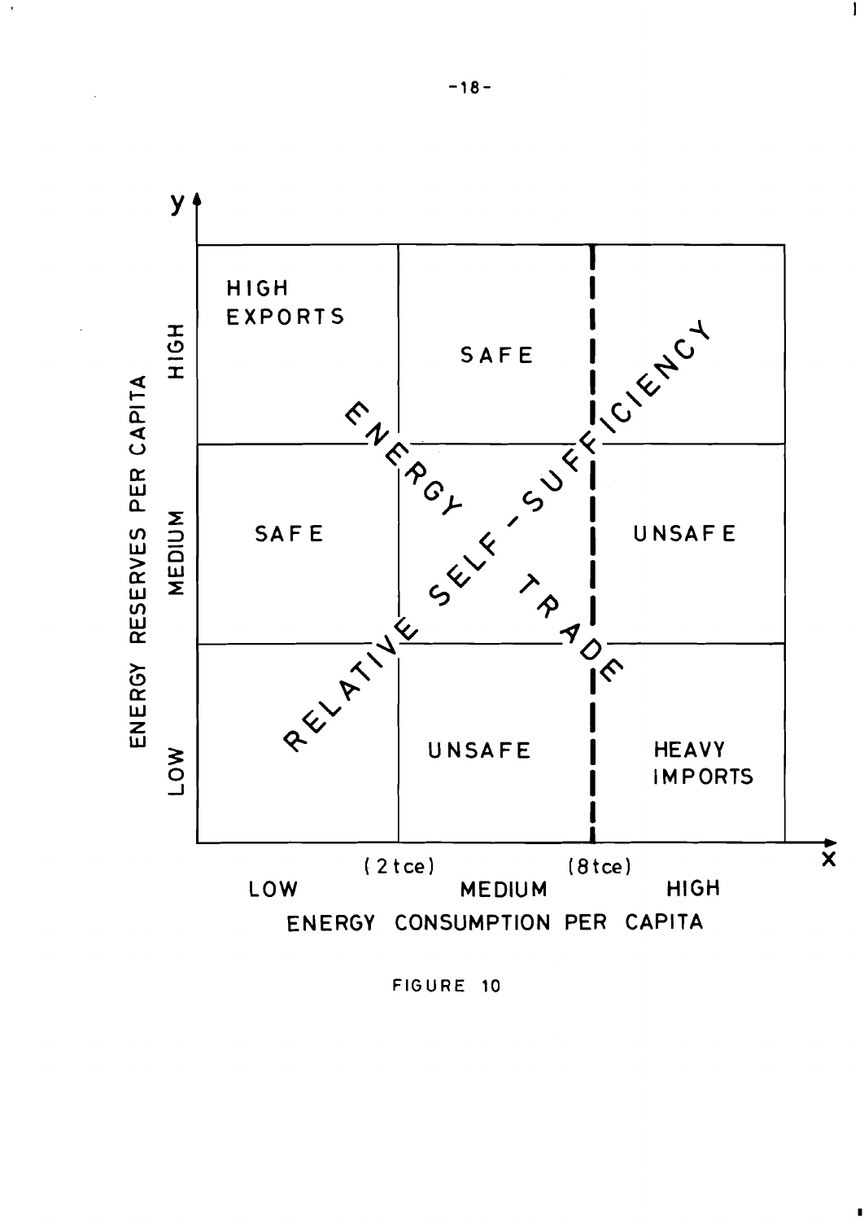| ENERGY RESERVES PER CAPITA (y) | LOW | MEDIUM | HIGH |
|---|---|---|---|
| HIGH | HIGH EXPORTS | SAFE | |
| MEDIUM | SAFE | | UNSAFE |
| LOW | | UNSAFE | HEAVY IMPORTS |

Consumption boundaries: (2 tce) between LOW and MEDIUM; (8 tce) between MEDIUM and HIGH.

RELATIVE SELF-SUFFICIENCY

ENERGY TRADE

ENERGY CONSUMPTION PER CAPITA (x)

FIGURE 10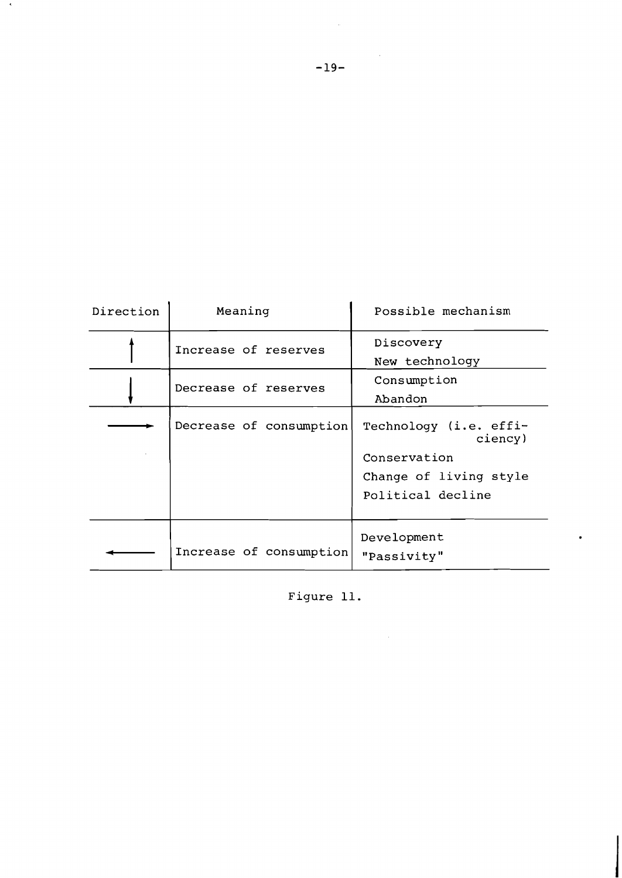| Direction | Meaning | Possible mechanism |
|---|---|---|
| ↑ | Increase of reserves | Discovery<br>New technology |
| ↓ | Decrease of reserves | Consumption<br>Abandon |
| → | Decrease of consumption | Technology (i.e. efficiency)<br>Conservation<br>Change of living style<br>Political decline |
| ← | Increase of consumption | Development<br>"Passivity" |

Figure 11.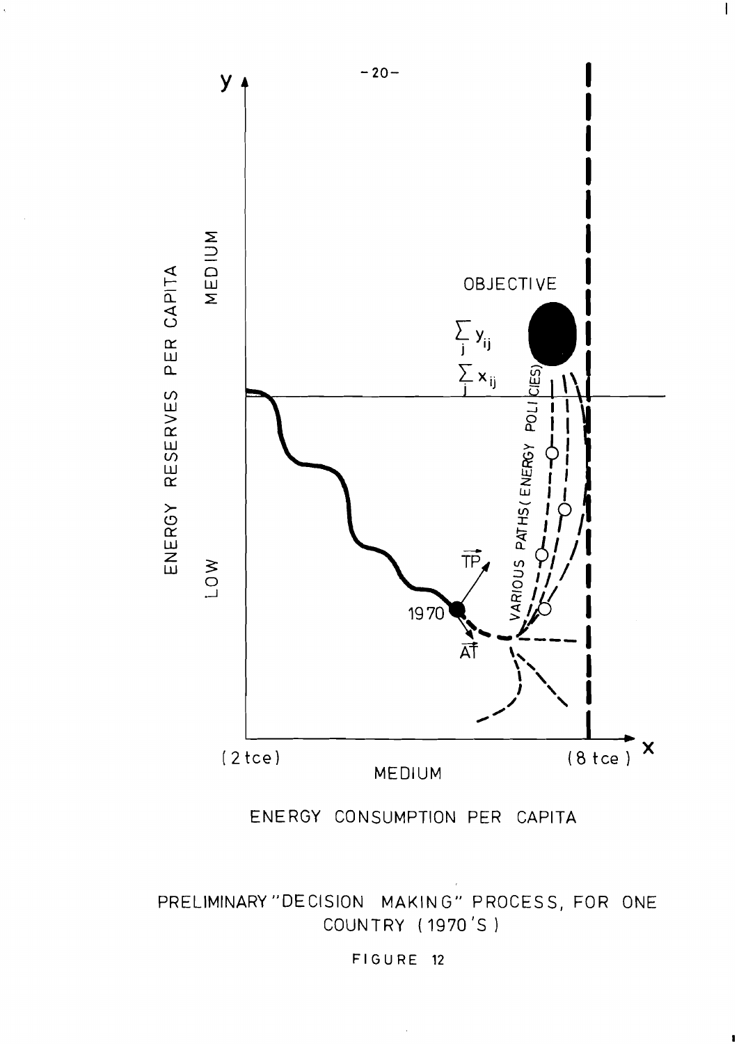PRELIMINARY "DECISION MAKING" PROCESS, FOR ONE COUNTRY (1970'S)

FIGURE 12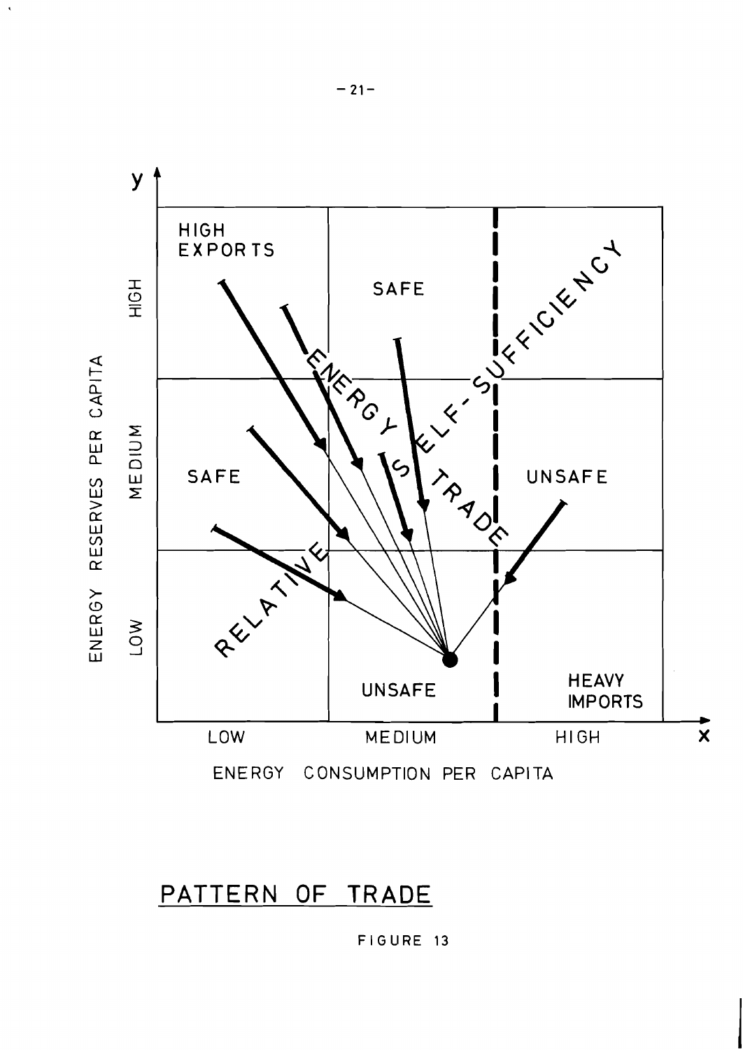PATTERN OF TRADE

FIGURE 13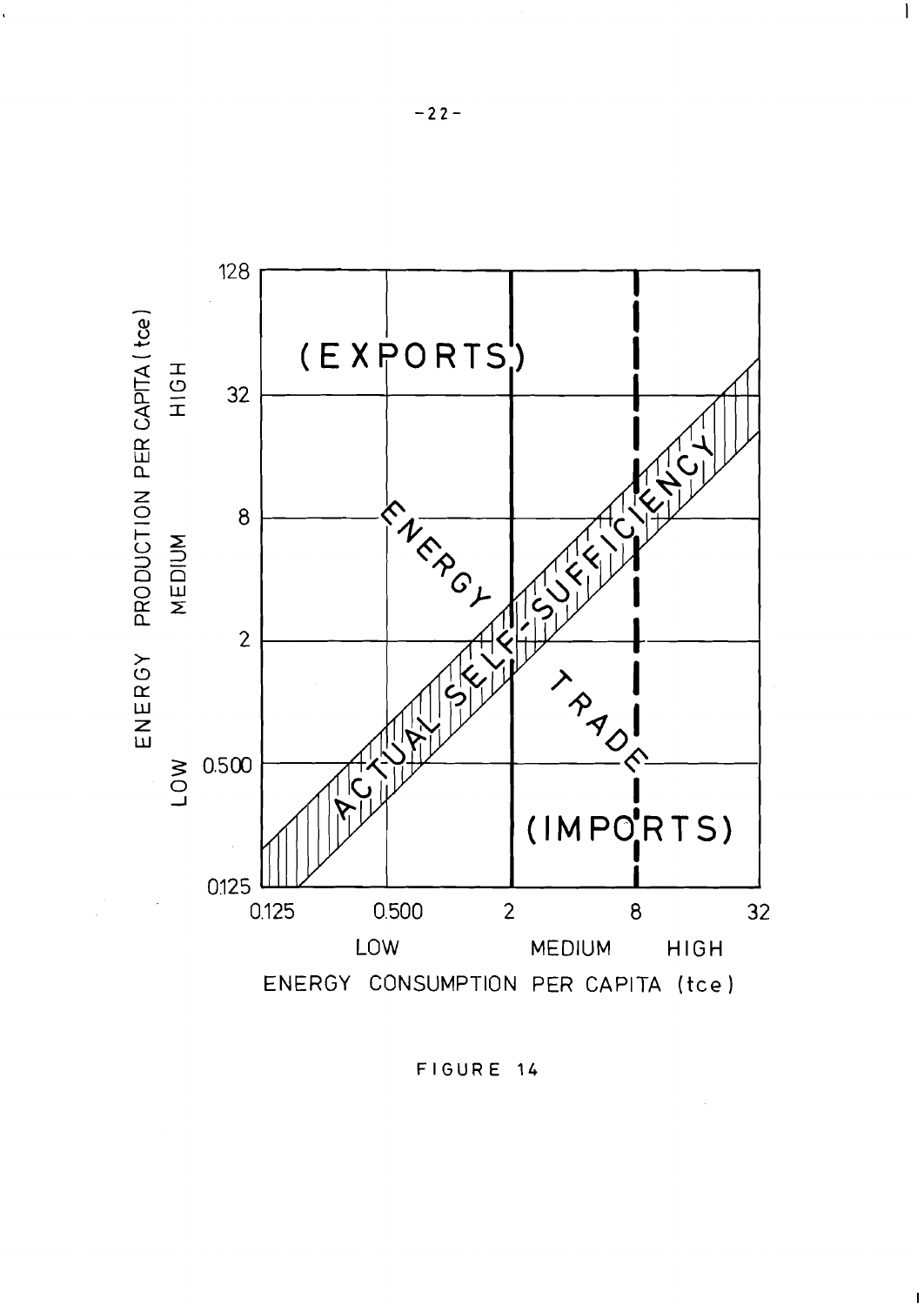FIGURE 14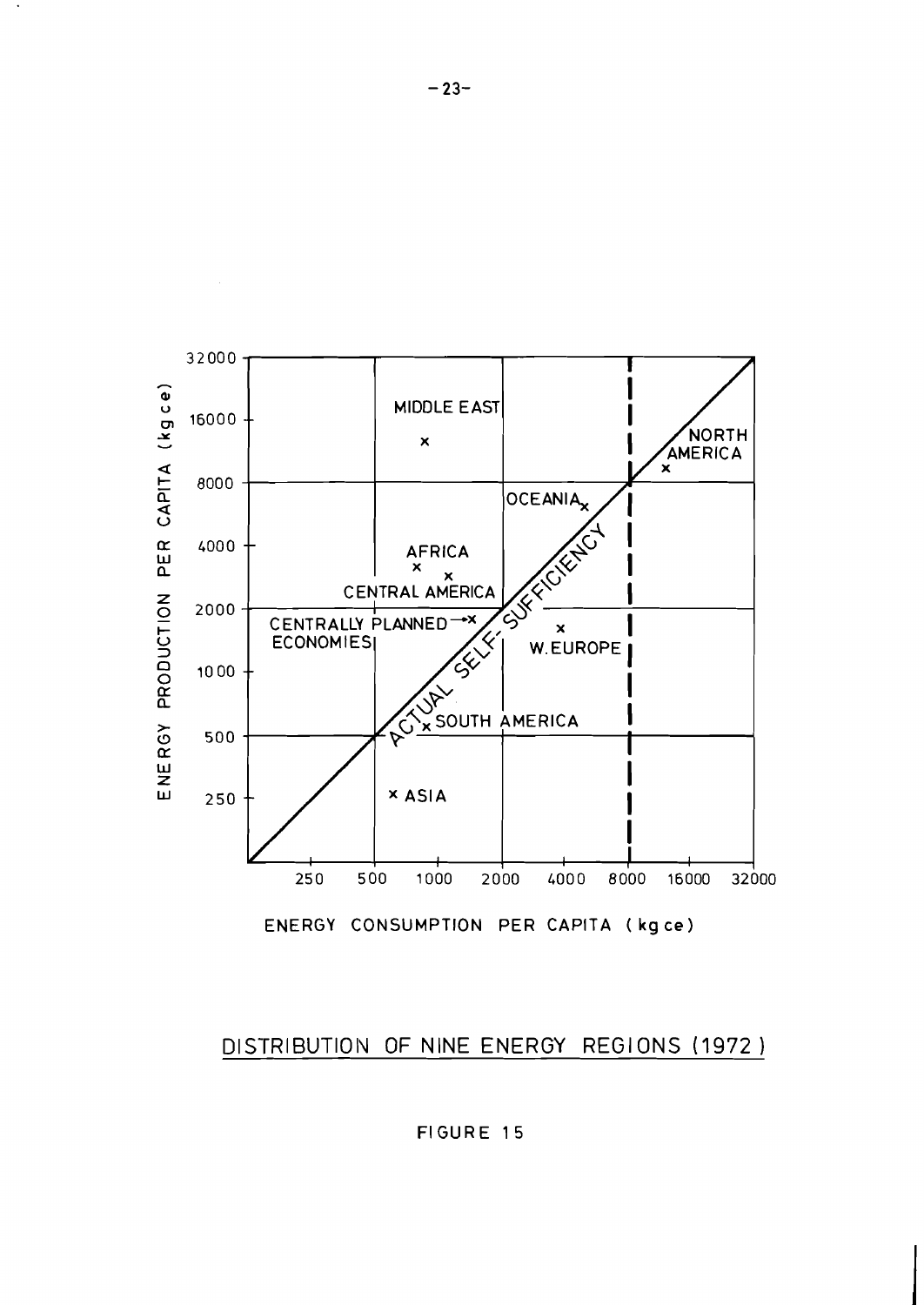DISTRIBUTION OF NINE ENERGY REGIONS (1972)

FIGURE 15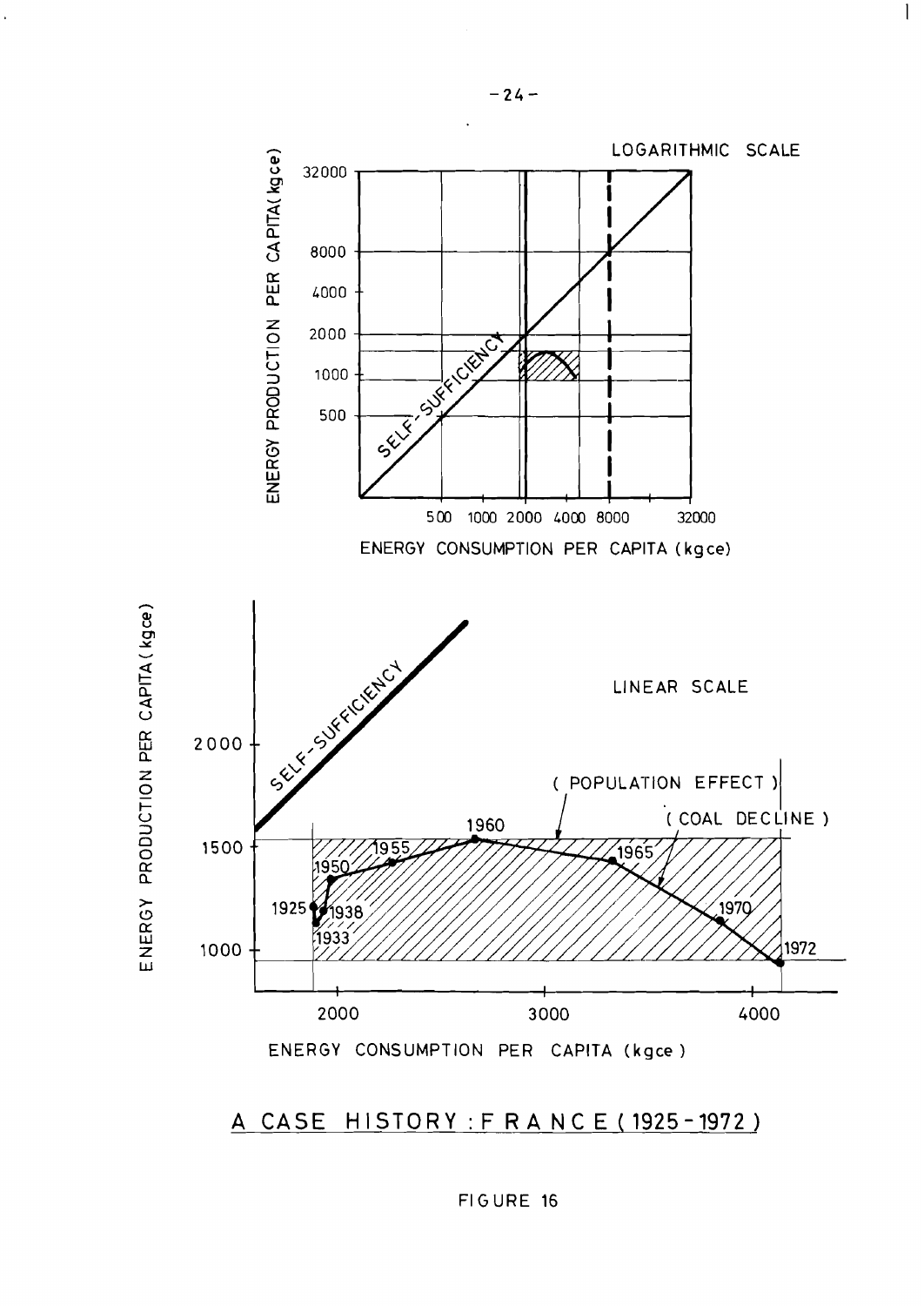LOGARITHMIC SCALE

ENERGY PRODUCTION PER CAPITA (kgce)

32000

8000

4000

2000

1000

500

SELF-SUFFICIENCY

500 1000 2000 4000 8000 32000

ENERGY CONSUMPTION PER CAPITA (kgce)

LINEAR SCALE

ENERGY PRODUCTION PER CAPITA (kgce)

SELF-SUFFICIENCY

2000

1500

1000

(POPULATION EFFECT)

(COAL DECLINE)

1925, 1933, 1938, 1950, 1955, 1960, 1965, 1970, 1972

2000 3000 4000

ENERGY CONSUMPTION PER CAPITA (kgce)

## A CASE HISTORY : FRANCE (1925 - 1972)

FIGURE 16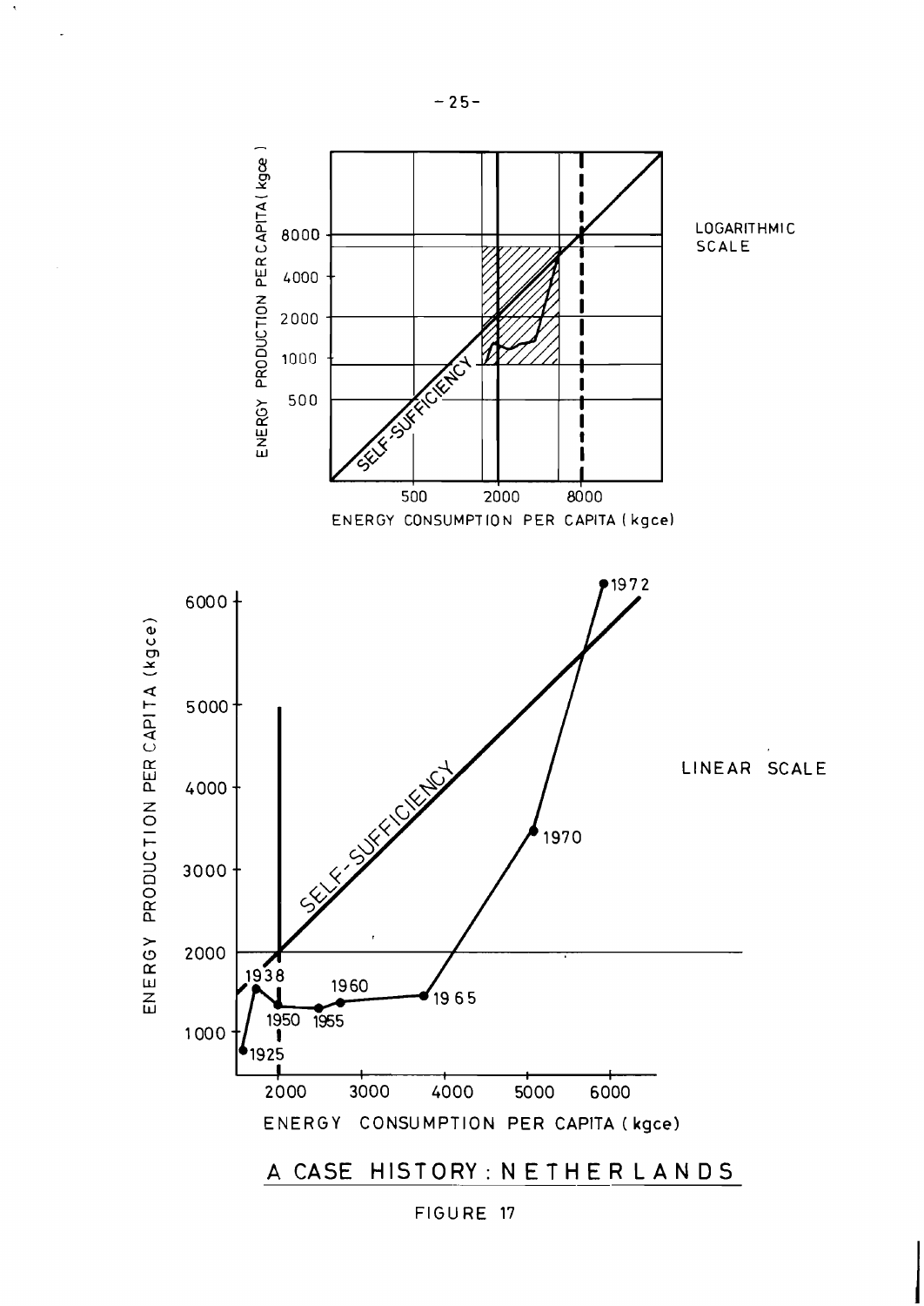A CASE HISTORY: NETHERLANDS

FIGURE 17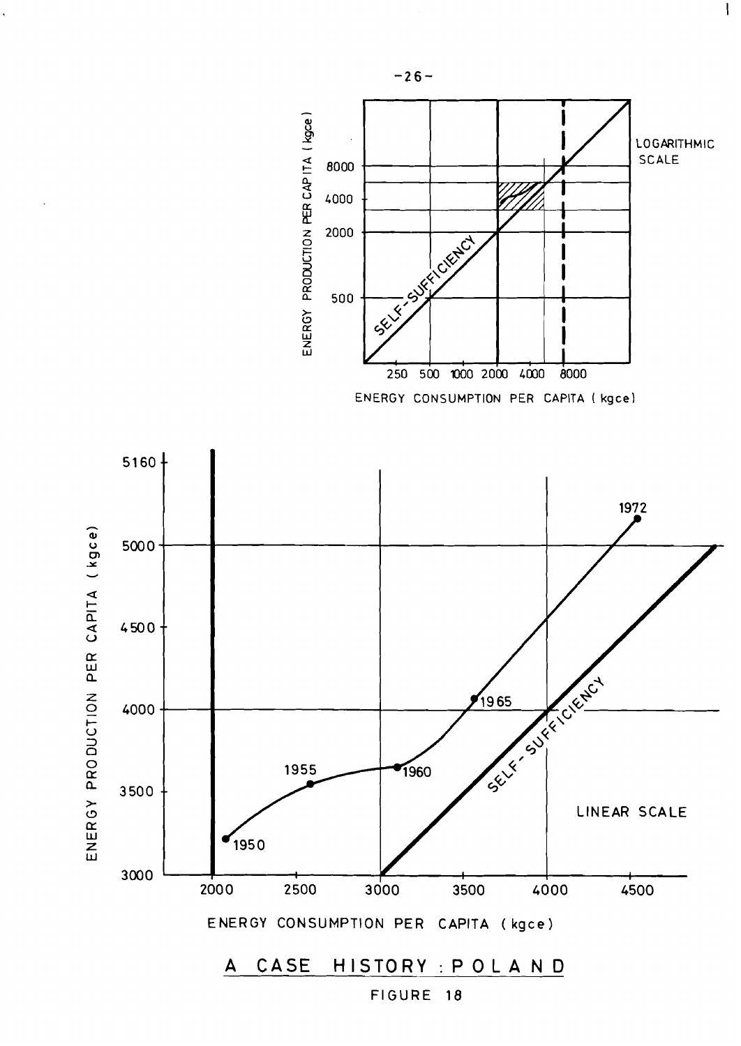ENERGY PRODUCTION PER CAPITA (kgce)

8000

4000

2000

500

SELF-SUFFICIENCY

LOGARITHMIC SCALE

250 500 1000 2000 4000 8000

ENERGY CONSUMPTION PER CAPITA (kgce)

ENERGY PRODUCTION PER CAPITA (kgce)

5160

5000

4500

4000

3500

3000

1950

1955

1960

1965

1972

SELF-SUFFICIENCY

LINEAR SCALE

2000 2500 3000 3500 4000 4500

ENERGY CONSUMPTION PER CAPITA (kgce)

## A CASE HISTORY : POLAND

FIGURE 18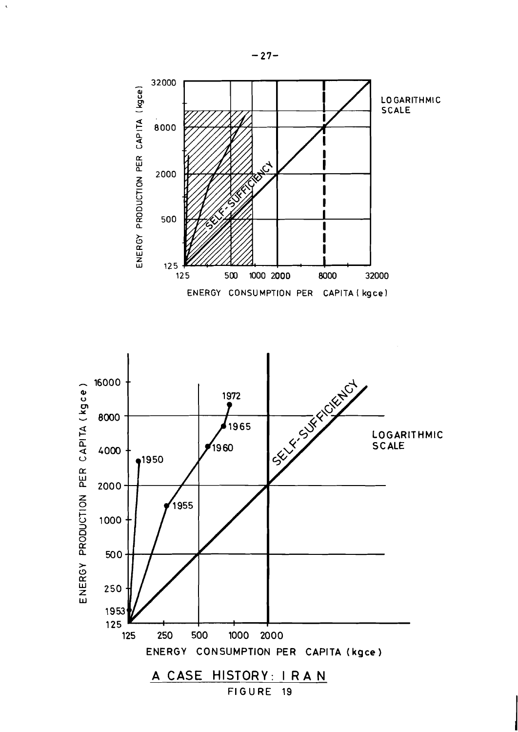A CASE HISTORY: IRAN

FIGURE 19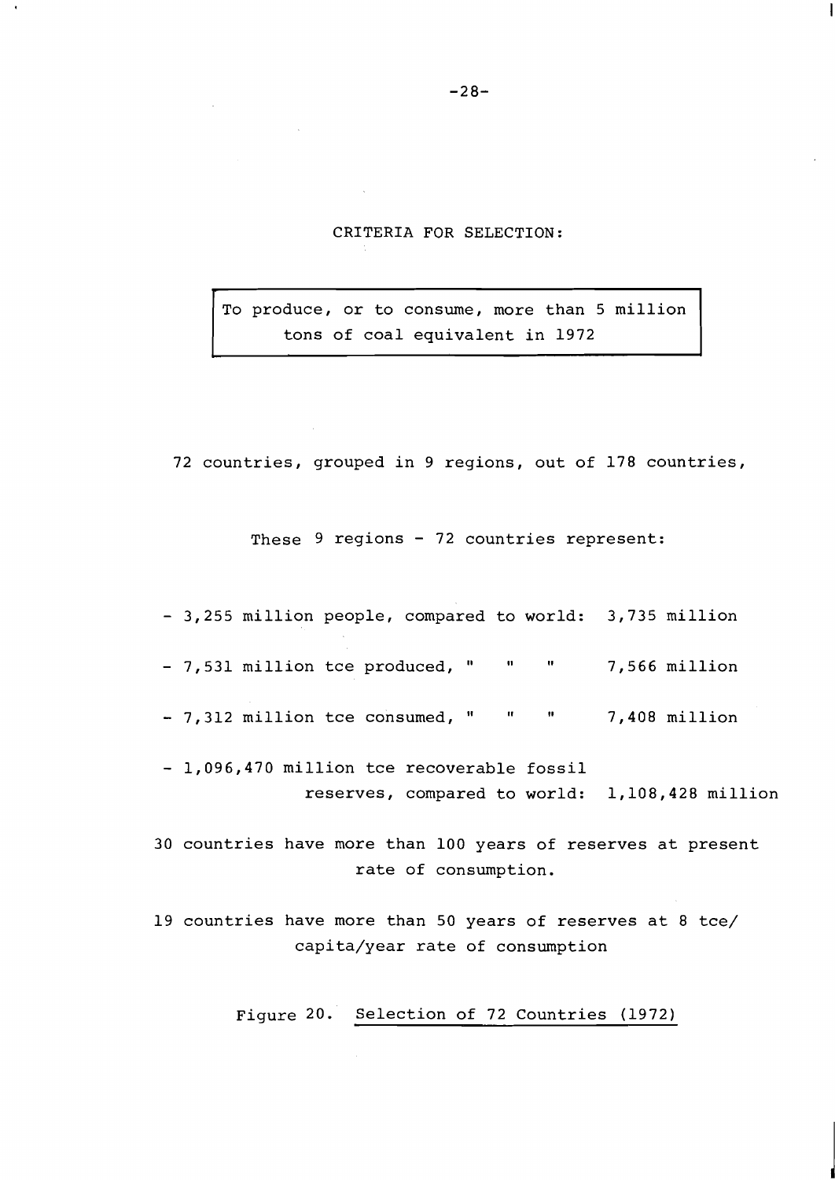CRITERIA FOR SELECTION:

To produce, or to consume, more than 5 million tons of coal equivalent in 1972

72 countries, grouped in 9 regions, out of 178 countries,

These 9 regions - 72 countries represent:

- 3,255 million people, compared to world: 3,735 million
- 7,531 million tce produced, " " " 7,566 million
- 7,312 million tce consumed, " " " 7,408 million
- 1,096,470 million tce recoverable fossil reserves, compared to world: 1,108,428 million

30 countries have more than 100 years of reserves at present rate of consumption.

19 countries have more than 50 years of reserves at 8 tce/capita/year rate of consumption

Figure 20. Selection of 72 Countries (1972)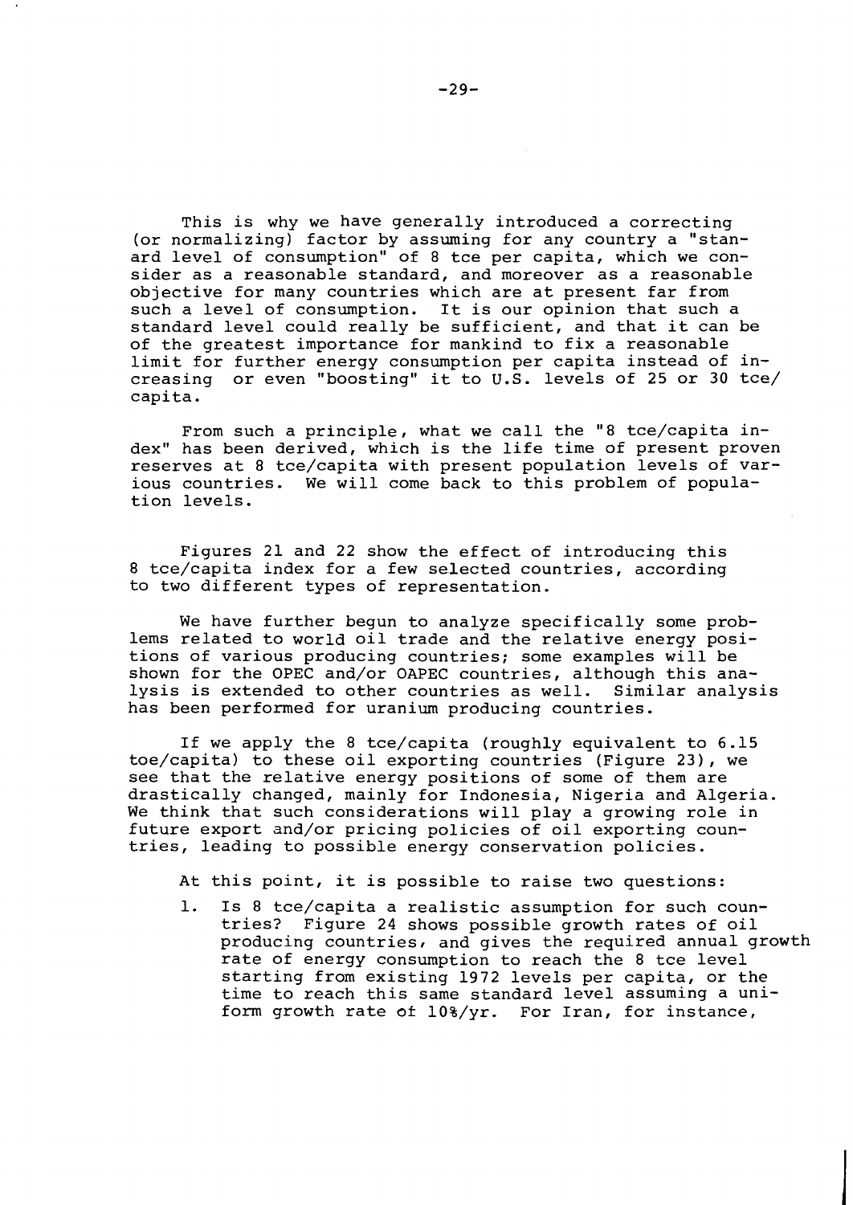This is why we have generally introduced a correcting (or normalizing) factor by assuming for any country a "standard level of consumption" of 8 tce per capita, which we consider as a reasonable standard, and moreover as a reasonable objective for many countries which are at present far from such a level of consumption. It is our opinion that such a standard level could really be sufficient, and that it can be of the greatest importance for mankind to fix a reasonable limit for further energy consumption per capita instead of increasing or even "boosting" it to U.S. levels of 25 or 30 tce/capita.

From such a principle, what we call the "8 tce/capita index" has been derived, which is the life time of present proven reserves at 8 tce/capita with present population levels of various countries. We will come back to this problem of population levels.

Figures 21 and 22 show the effect of introducing this 8 tce/capita index for a few selected countries, according to two different types of representation.

We have further begun to analyze specifically some problems related to world oil trade and the relative energy positions of various producing countries; some examples will be shown for the OPEC and/or OAPEC countries, although this analysis is extended to other countries as well. Similar analysis has been performed for uranium producing countries.

If we apply the 8 tce/capita (roughly equivalent to 6.15 toe/capita) to these oil exporting countries (Figure 23), we see that the relative energy positions of some of them are drastically changed, mainly for Indonesia, Nigeria and Algeria. We think that such considerations will play a growing role in future export and/or pricing policies of oil exporting countries, leading to possible energy conservation policies.

At this point, it is possible to raise two questions:

1. Is 8 tce/capita a realistic assumption for such countries? Figure 24 shows possible growth rates of oil producing countries, and gives the required annual growth rate of energy consumption to reach the 8 tce level starting from existing 1972 levels per capita, or the time to reach this same standard level assuming a uniform growth rate of 10%/yr. For Iran, for instance,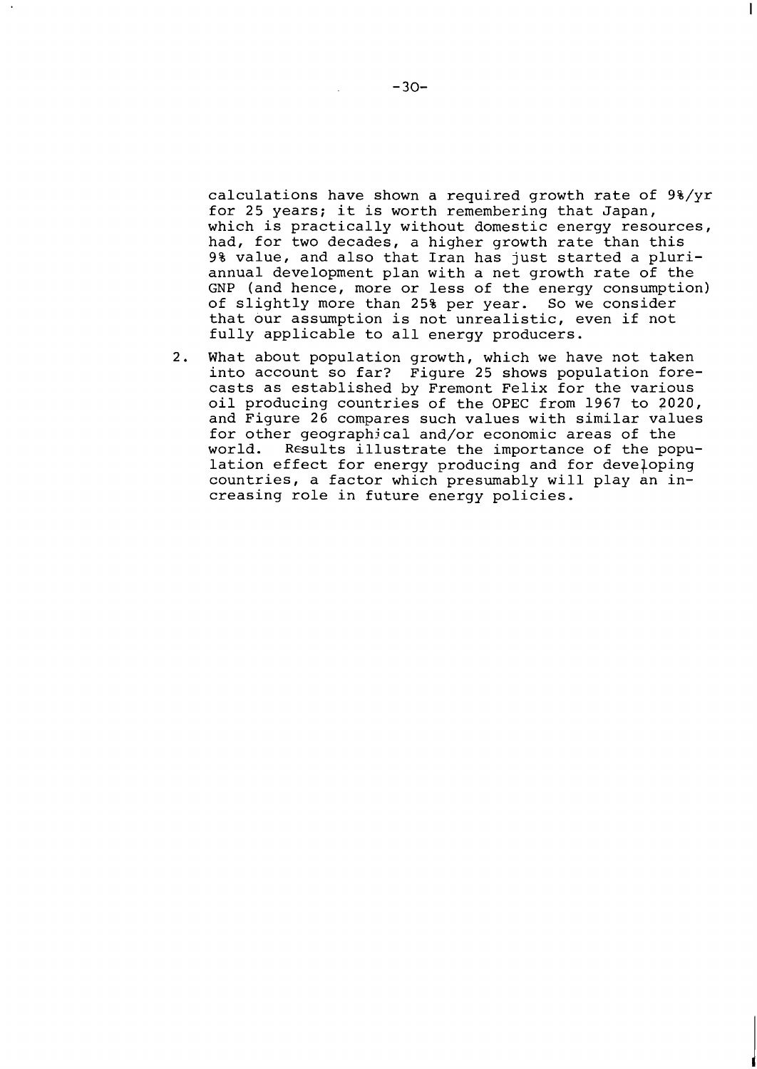calculations have shown a required growth rate of 9%/yr for 25 years; it is worth remembering that Japan, which is practically without domestic energy resources, had, for two decades, a higher growth rate than this 9% value, and also that Iran has just started a pluri-annual development plan with a net growth rate of the GNP (and hence, more or less of the energy consumption) of slightly more than 25% per year. So we consider that our assumption is not unrealistic, even if not fully applicable to all energy producers.

2. What about population growth, which we have not taken into account so far? Figure 25 shows population forecasts as established by Fremont Felix for the various oil producing countries of the OPEC from 1967 to 2020, and Figure 26 compares such values with similar values for other geographical and/or economic areas of the world. Results illustrate the importance of the population effect for energy producing and for developing countries, a factor which presumably will play an increasing role in future energy policies.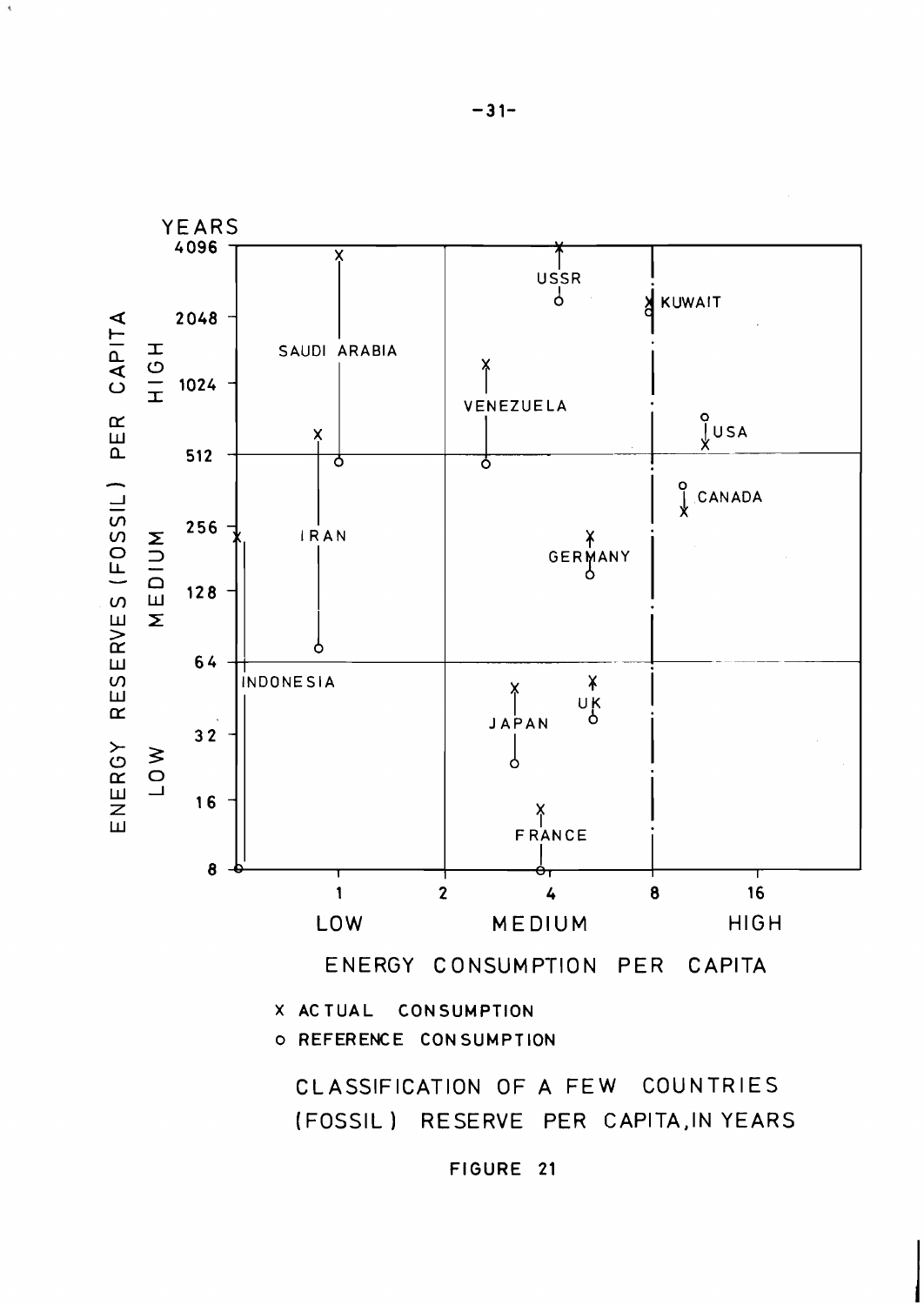X ACTUAL CONSUMPTION

O REFERENCE CONSUMPTION

CLASSIFICATION OF A FEW COUNTRIES (FOSSIL) RESERVE PER CAPITA, IN YEARS

FIGURE 21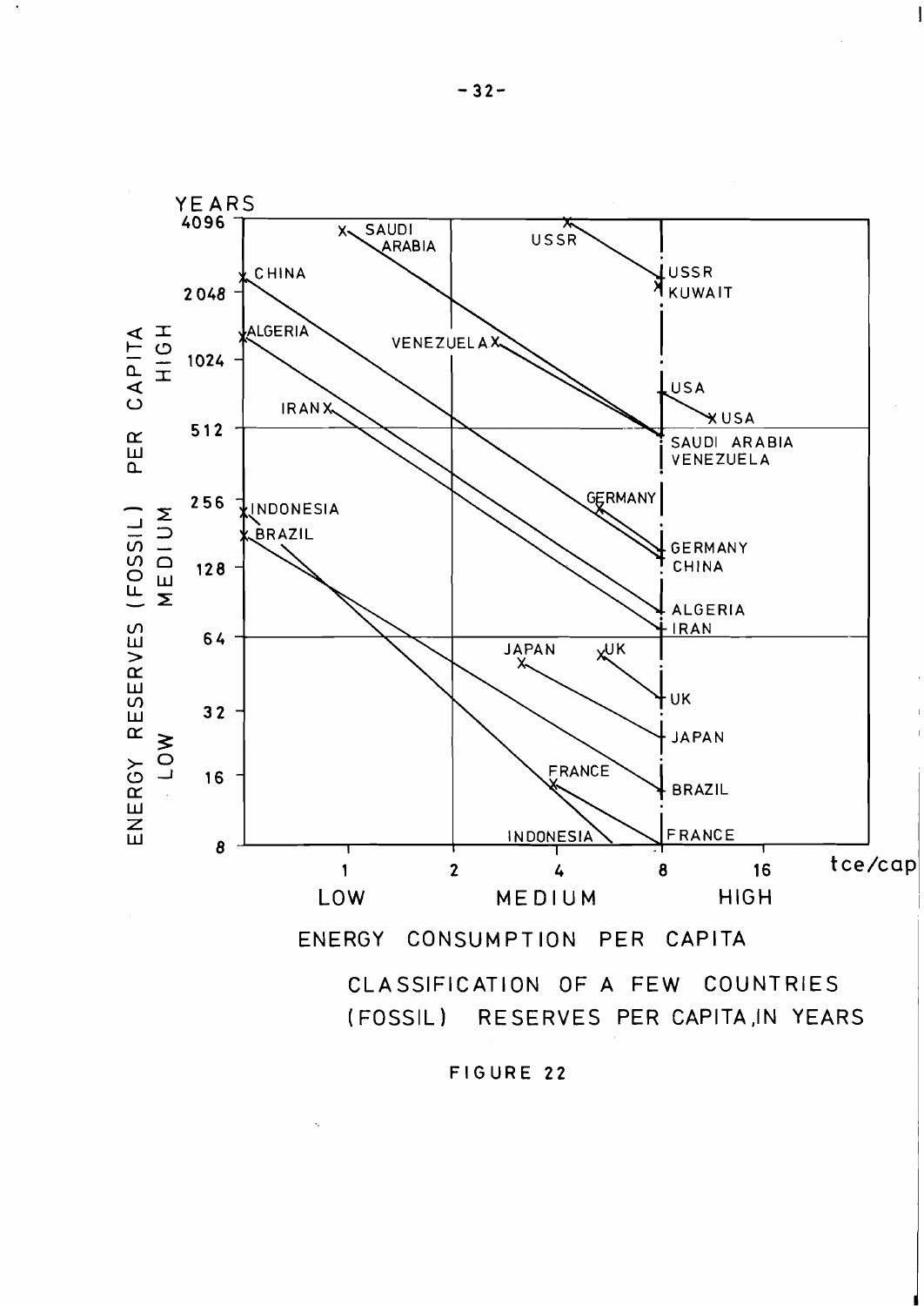CLASSIFICATION OF A FEW COUNTRIES
(FOSSIL) RESERVES PER CAPITA,IN YEARS

FIGURE 22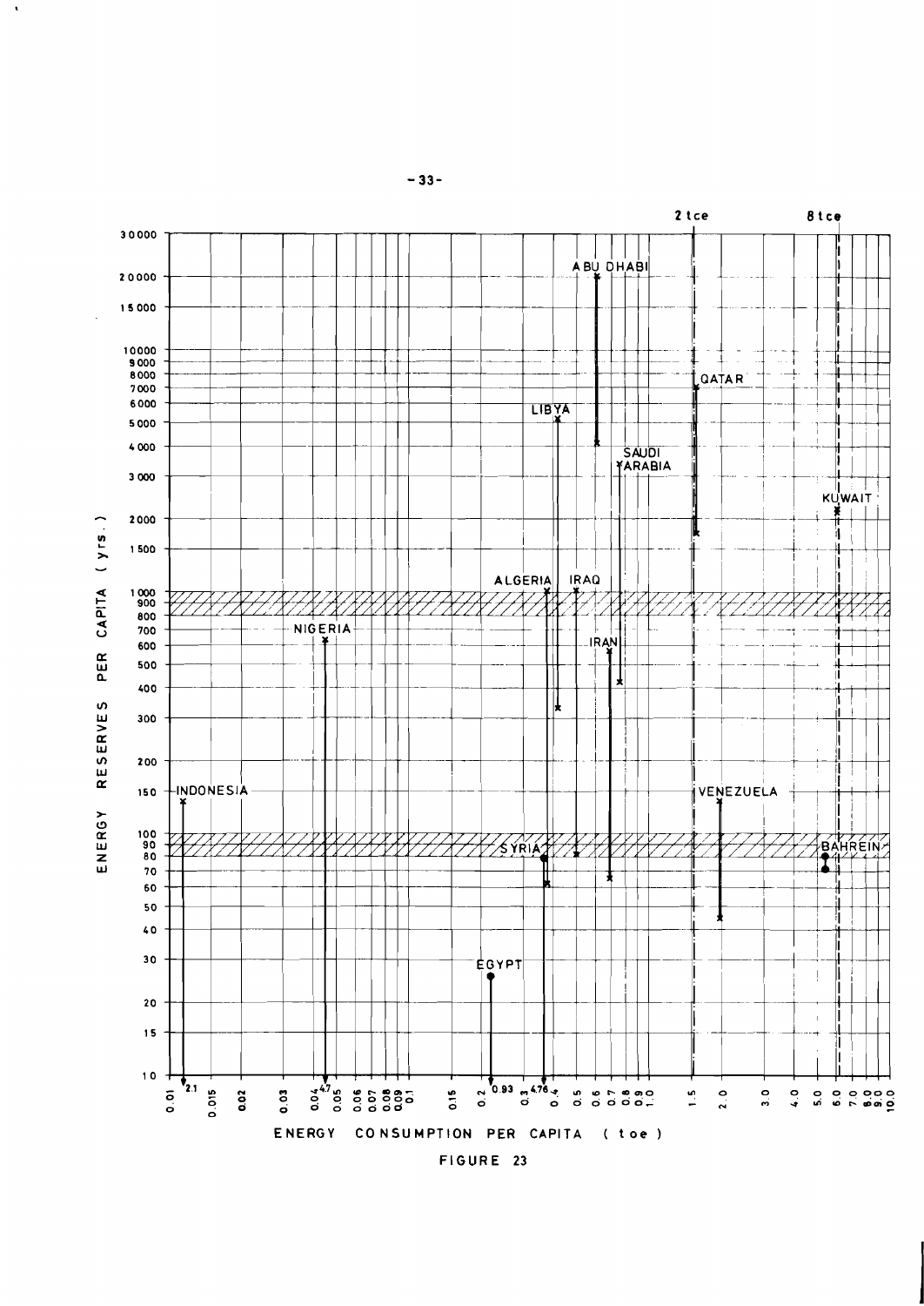FIGURE 23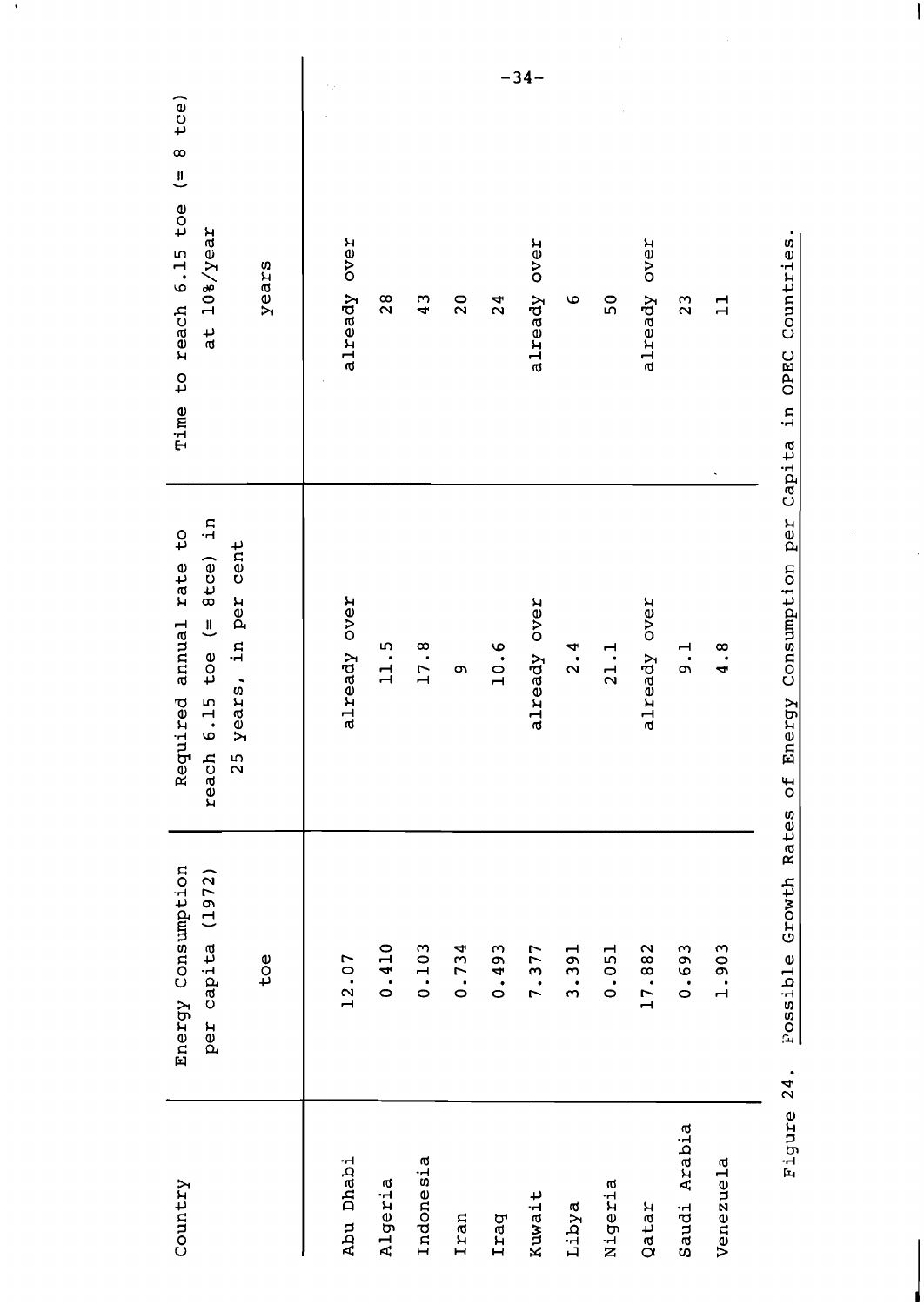| Country | Energy Consumption per capita (1972) toe | Required annual rate to reach 6.15 toe (= 8tce) in 25 years, in per cent | Time to reach 6.15 toe (= 8 tce) at 10%/year years |
|---|---|---|---|
| Abu Dhabi | 12.07 | already over | already over |
| Algeria | 0.410 | 11.5 | 28 |
| Indonesia | 0.103 | 17.8 | 43 |
| Iran | 0.734 | 9 | 20 |
| Iraq | 0.493 | 10.6 | 24 |
| Kuwait | 7.377 | already over | already over |
| Libya | 3.391 | 2.4 | 6 |
| Nigeria | 0.051 | 21.1 | 50 |
| Qatar | 17.882 | already over | already over |
| Saudi Arabia | 0.693 | 9.1 | 23 |
| Venezuela | 1.903 | 4.8 | 11 |

Figure 24. Possible Growth Rates of Energy Consumption per Capita in OPEC Countries.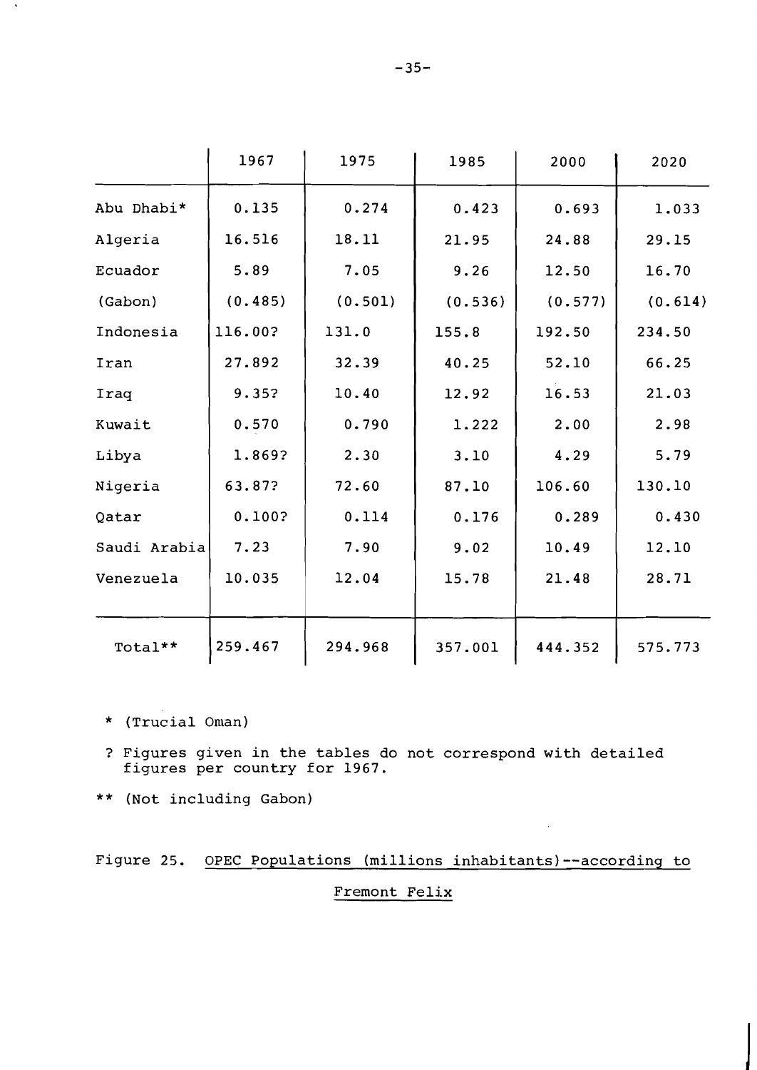|  | 1967 | 1975 | 1985 | 2000 | 2020 |
|---|---|---|---|---|---|
| Abu Dhabi* | 0.135 | 0.274 | 0.423 | 0.693 | 1.033 |
| Algeria | 16.516 | 18.11 | 21.95 | 24.88 | 29.15 |
| Ecuador | 5.89 | 7.05 | 9.26 | 12.50 | 16.70 |
| (Gabon) | (0.485) | (0.501) | (0.536) | (0.577) | (0.614) |
| Indonesia | 116.00? | 131.0 | 155.8 | 192.50 | 234.50 |
| Iran | 27.892 | 32.39 | 40.25 | 52.10 | 66.25 |
| Iraq | 9.35? | 10.40 | 12.92 | 16.53 | 21.03 |
| Kuwait | 0.570 | 0.790 | 1.222 | 2.00 | 2.98 |
| Libya | 1.869? | 2.30 | 3.10 | 4.29 | 5.79 |
| Nigeria | 63.87? | 72.60 | 87.10 | 106.60 | 130.10 |
| Qatar | 0.100? | 0.114 | 0.176 | 0.289 | 0.430 |
| Saudi Arabia | 7.23 | 7.90 | 9.02 | 10.49 | 12.10 |
| Venezuela | 10.035 | 12.04 | 15.78 | 21.48 | 28.71 |
| Total** | 259.467 | 294.968 | 357.001 | 444.352 | 575.773 |

\* (Trucial Oman)

? Figures given in the tables do not correspond with detailed figures per country for 1967.

\*\* (Not including Gabon)

Figure 25. OPEC Populations (millions inhabitants)--according to Fremont Felix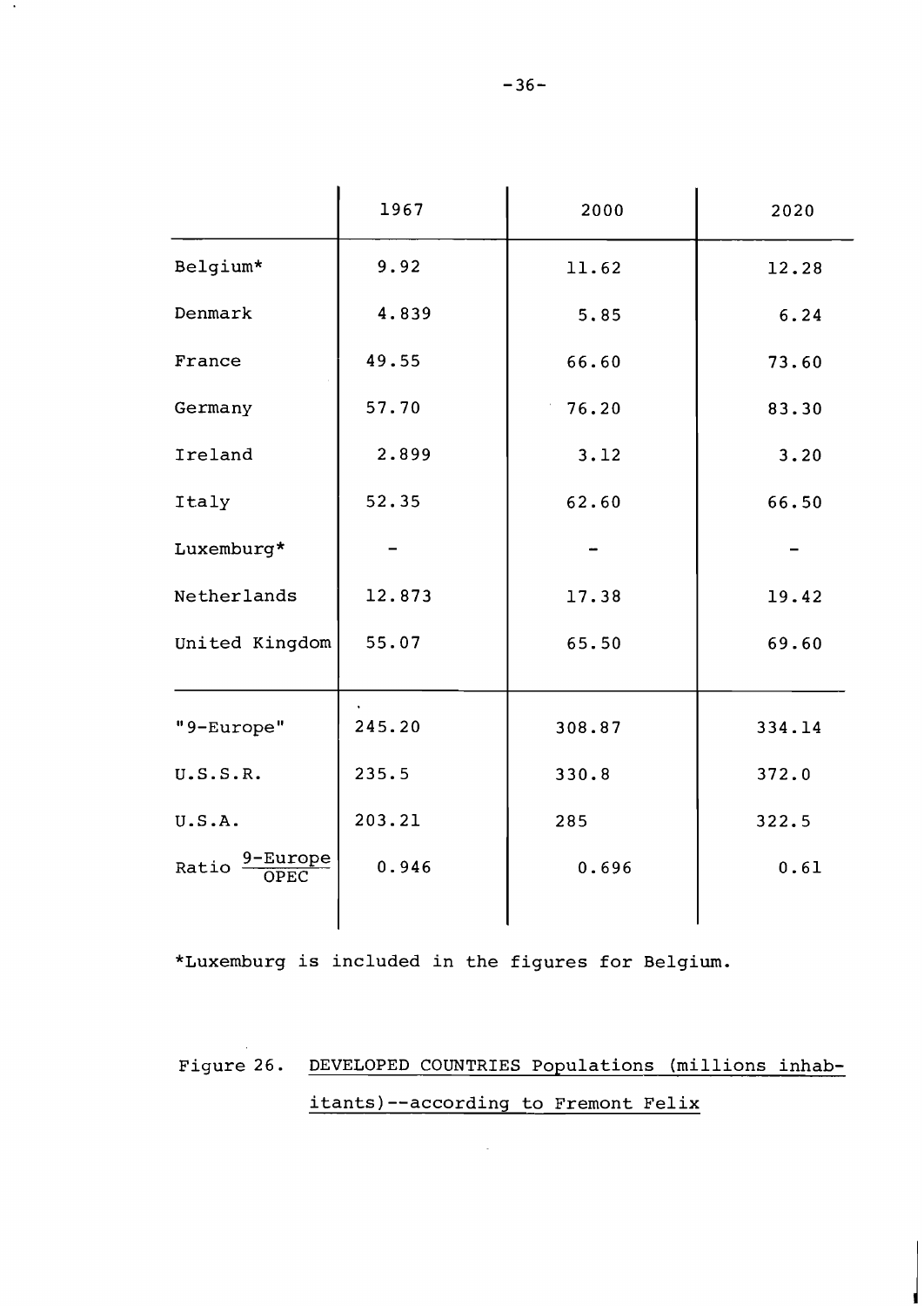| | 1967 | 2000 | 2020 |
|---|---|---|---|
| Belgium* | 9.92 | 11.62 | 12.28 |
| Denmark | 4.839 | 5.85 | 6.24 |
| France | 49.55 | 66.60 | 73.60 |
| Germany | 57.70 | 76.20 | 83.30 |
| Ireland | 2.899 | 3.12 | 3.20 |
| Italy | 52.35 | 62.60 | 66.50 |
| Luxemburg* | – | – | – |
| Netherlands | 12.873 | 17.38 | 19.42 |
| United Kingdom | 55.07 | 65.50 | 69.60 |
| "9-Europe" | 245.20 | 308.87 | 334.14 |
| U.S.S.R. | 235.5 | 330.8 | 372.0 |
| U.S.A. | 203.21 | 285 | 322.5 |
| Ratio $\frac{\text{9-Europe}}{\text{OPEC}}$ | 0.946 | 0.696 | 0.61 |

*Luxemburg is included in the figures for Belgium.

Figure 26. DEVELOPED COUNTRIES Populations (millions inhabitants)--according to Fremont Felix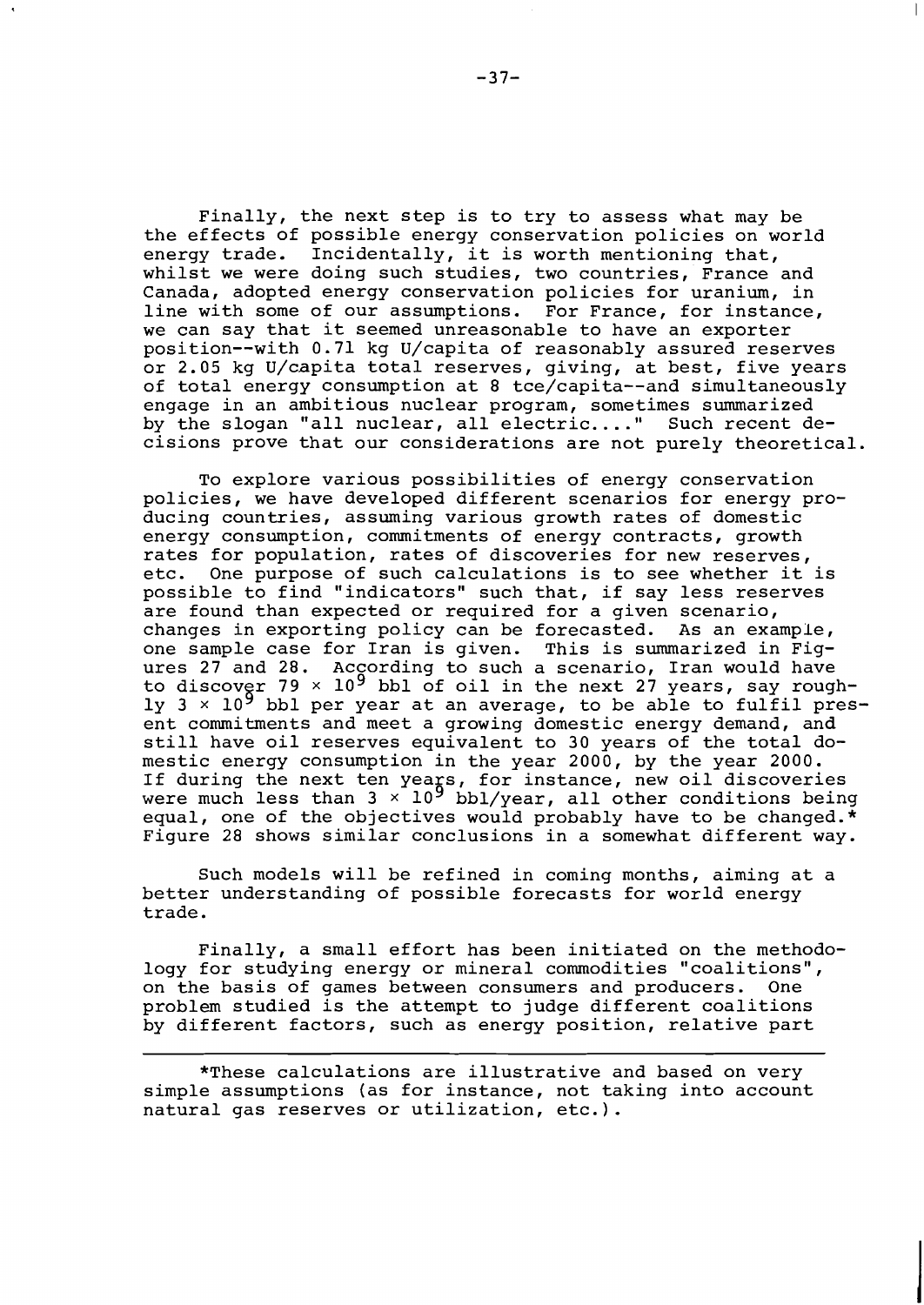Finally, the next step is to try to assess what may be the effects of possible energy conservation policies on world energy trade. Incidentally, it is worth mentioning that, whilst we were doing such studies, two countries, France and Canada, adopted energy conservation policies for uranium, in line with some of our assumptions. For France, for instance, we can say that it seemed unreasonable to have an exporter position--with 0.71 kg U/capita of reasonably assured reserves or 2.05 kg U/capita total reserves, giving, at best, five years of total energy consumption at 8 tce/capita--and simultaneously engage in an ambitious nuclear program, sometimes summarized by the slogan "all nuclear, all electric...." Such recent decisions prove that our considerations are not purely theoretical.

To explore various possibilities of energy conservation policies, we have developed different scenarios for energy producing countries, assuming various growth rates of domestic energy consumption, commitments of energy contracts, growth rates for population, rates of discoveries for new reserves, etc. One purpose of such calculations is to see whether it is possible to find "indicators" such that, if say less reserves are found than expected or required for a given scenario, changes in exporting policy can be forecasted. As an example, one sample case for Iran is given. This is summarized in Figures 27 and 28. According to such a scenario, Iran would have to discover $79 \times 10^9$ bbl of oil in the next 27 years, say roughly $3 \times 10^9$ bbl per year at an average, to be able to fulfil present commitments and meet a growing domestic energy demand, and still have oil reserves equivalent to 30 years of the total domestic energy consumption in the year 2000, by the year 2000. If during the next ten years, for instance, new oil discoveries were much less than $3 \times 10^9$ bbl/year, all other conditions being equal, one of the objectives would probably have to be changed.* Figure 28 shows similar conclusions in a somewhat different way.

Such models will be refined in coming months, aiming at a better understanding of possible forecasts for world energy trade.

Finally, a small effort has been initiated on the methodology for studying energy or mineral commodities "coalitions", on the basis of games between consumers and producers. One problem studied is the attempt to judge different coalitions by different factors, such as energy position, relative part

---

*These calculations are illustrative and based on very simple assumptions (as for instance, not taking into account natural gas reserves or utilization, etc.).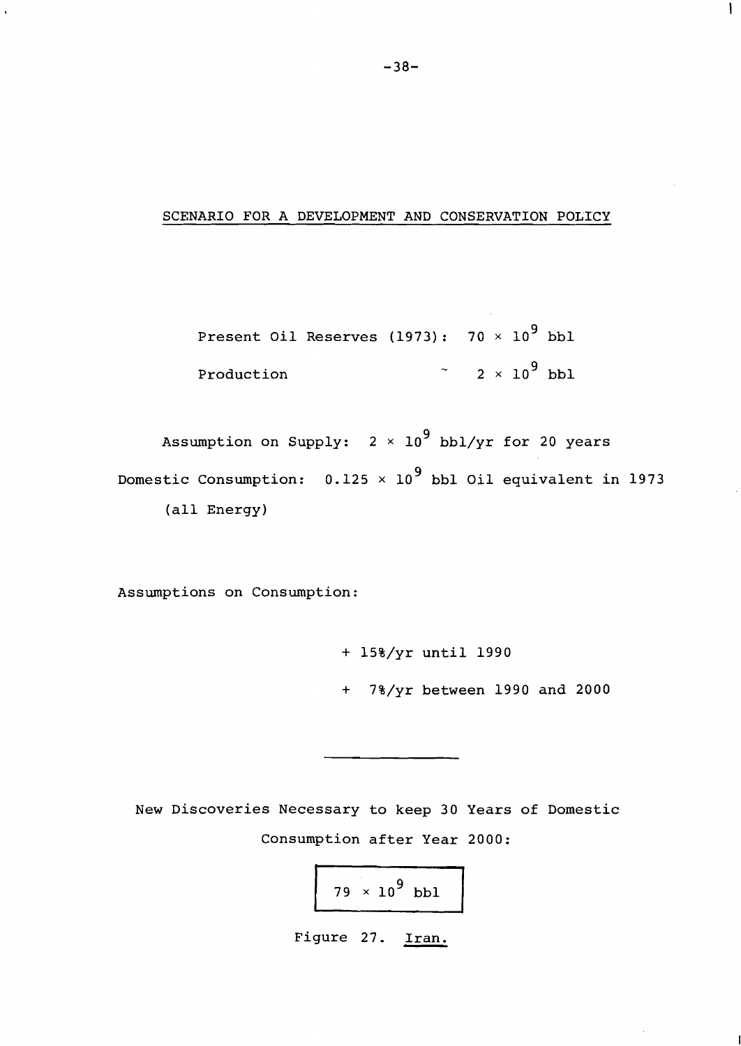## SCENARIO FOR A DEVELOPMENT AND CONSERVATION POLICY

Present Oil Reserves (1973): $70 \times 10^9$ bbl

Production ~ $2 \times 10^9$ bbl

Assumption on Supply: $2 \times 10^9$ bbl/yr for 20 years

Domestic Consumption: $0.125 \times 10^9$ bbl Oil equivalent in 1973 (all Energy)

Assumptions on Consumption:

+ 15%/yr until 1990

+ 7%/yr between 1990 and 2000

---

New Discoveries Necessary to keep 30 Years of Domestic Consumption after Year 2000:

**$79 \times 10^9$ bbl**

Figure 27. Iran.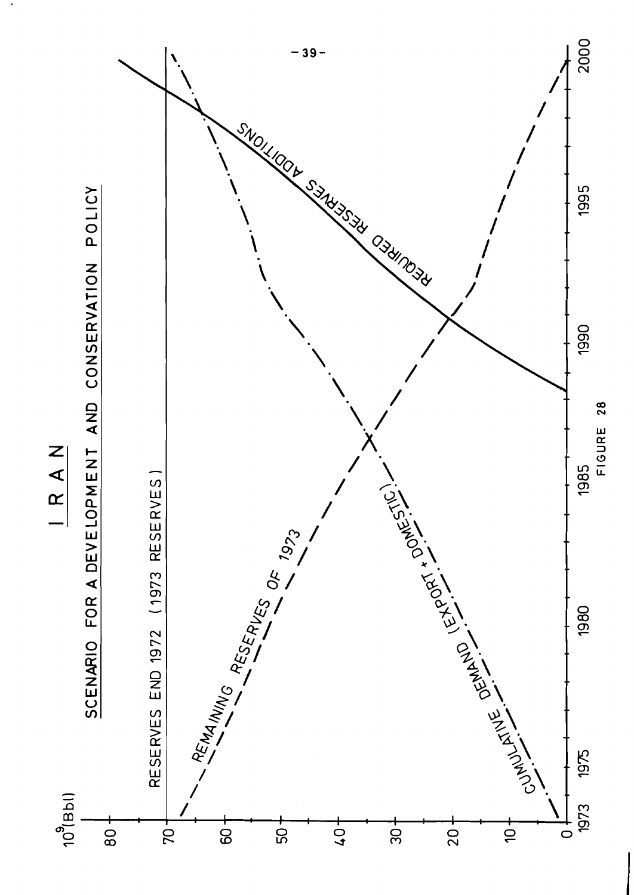# IRAN

## SCENARIO FOR A DEVELOPMENT AND CONSERVATION POLICY

$10^9$(Bbl)

RESERVES END 1972 (1973 RESERVES)

REMAINING RESERVES OF 1973

CUMULATIVE DEMAND (EXPORT + DOMESTIC)

REQUIRED RESERVES ADDITIONS

80, 70, 60, 50, 40, 30, 20, 10, 0

1973, 1975, 1980, 1985, 1990, 1995, 2000

FIGURE 28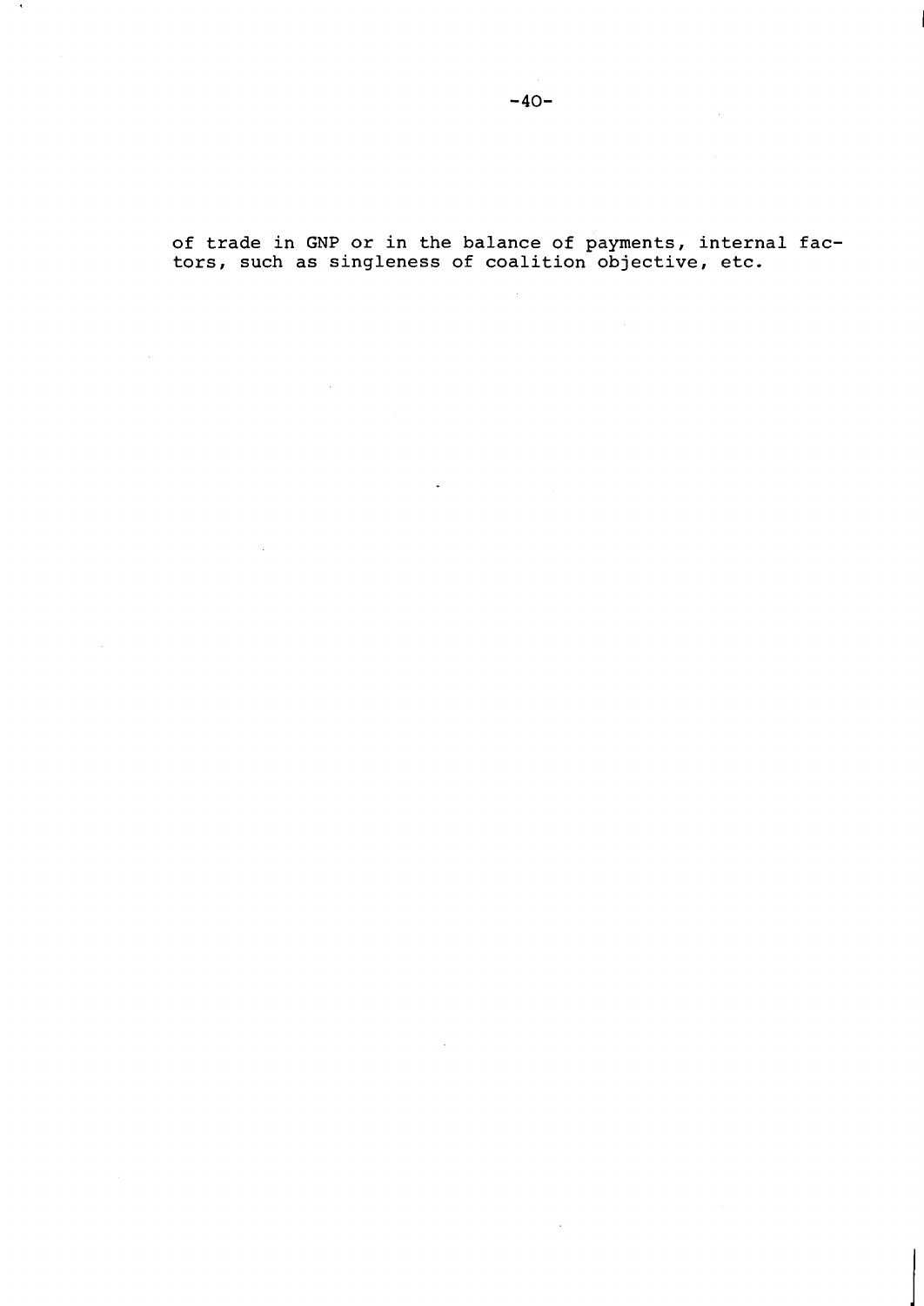of trade in GNP or in the balance of payments, internal factors, such as singleness of coalition objective, etc.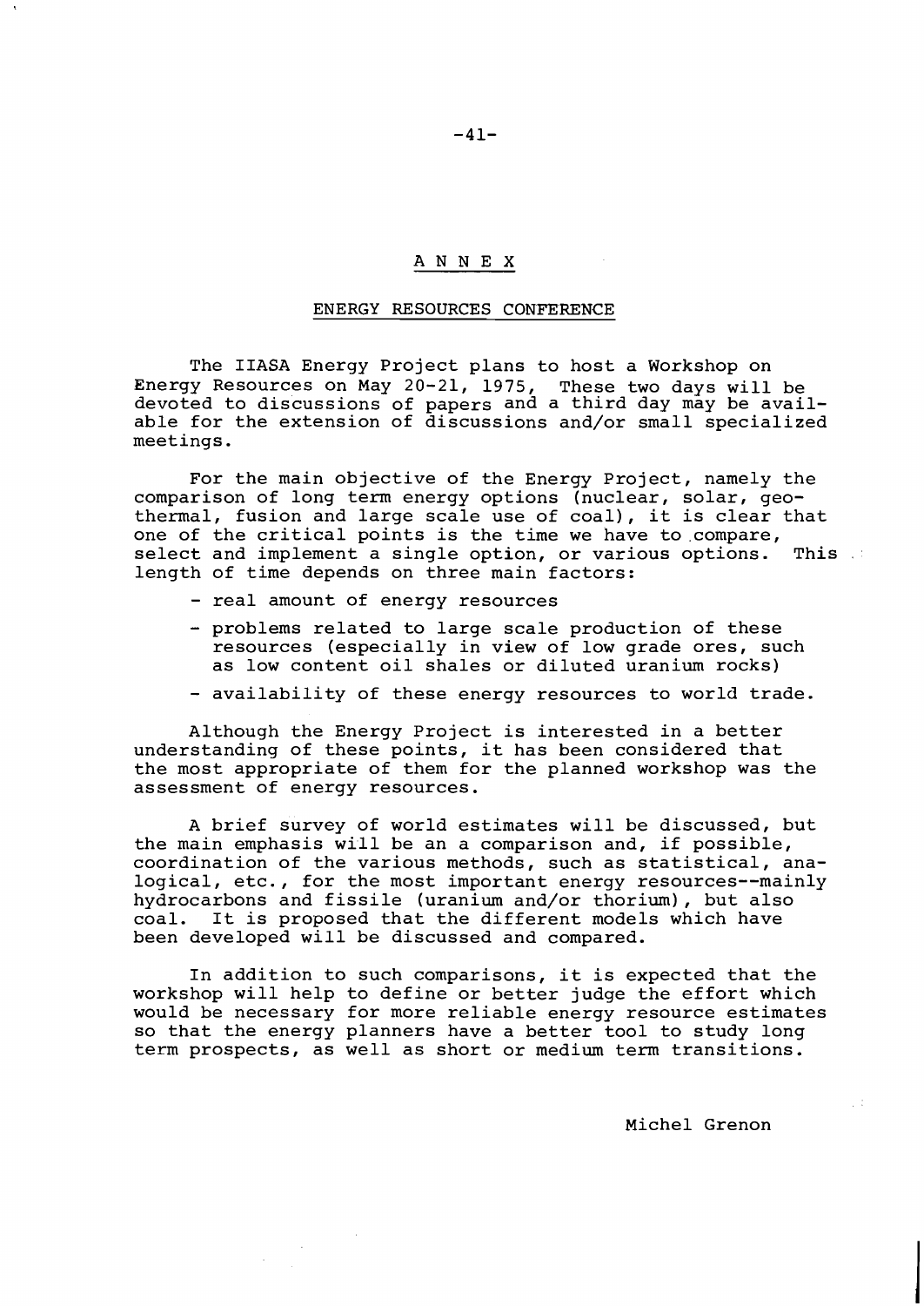# ANNEX

## ENERGY RESOURCES CONFERENCE

The IIASA Energy Project plans to host a Workshop on Energy Resources on May 20-21, 1975, These two days will be devoted to discussions of papers and a third day may be available for the extension of discussions and/or small specialized meetings.

For the main objective of the Energy Project, namely the comparison of long term energy options (nuclear, solar, geothermal, fusion and large scale use of coal), it is clear that one of the critical points is the time we have to compare, select and implement a single option, or various options. This length of time depends on three main factors:

- real amount of energy resources
- problems related to large scale production of these resources (especially in view of low grade ores, such as low content oil shales or diluted uranium rocks)
- availability of these energy resources to world trade.

Although the Energy Project is interested in a better understanding of these points, it has been considered that the most appropriate of them for the planned workshop was the assessment of energy resources.

A brief survey of world estimates will be discussed, but the main emphasis will be an a comparison and, if possible, coordination of the various methods, such as statistical, analogical, etc., for the most important energy resources--mainly hydrocarbons and fissile (uranium and/or thorium), but also coal. It is proposed that the different models which have been developed will be discussed and compared.

In addition to such comparisons, it is expected that the workshop will help to define or better judge the effort which would be necessary for more reliable energy resource estimates so that the energy planners have a better tool to study long term prospects, as well as short or medium term transitions.

Michel Grenon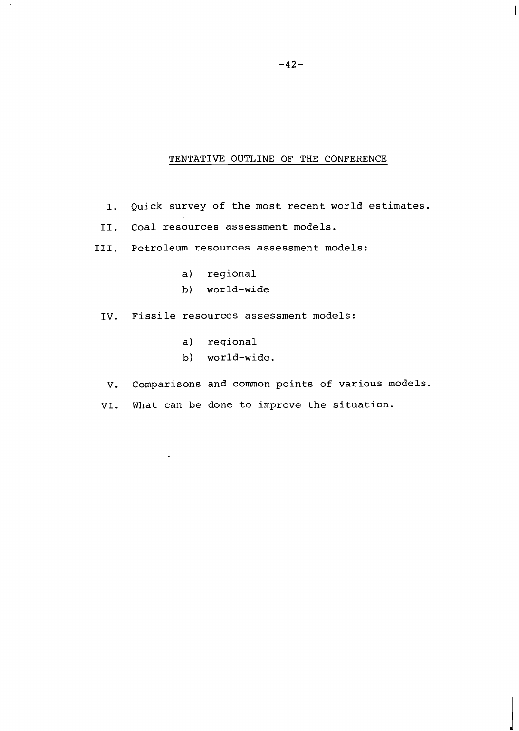## TENTATIVE OUTLINE OF THE CONFERENCE

I. Quick survey of the most recent world estimates.

II. Coal resources assessment models.

III. Petroleum resources assessment models:

- a) regional
- b) world-wide

IV. Fissile resources assessment models:

- a) regional
- b) world-wide.

V. Comparisons and common points of various models.

VI. What can be done to improve the situation.